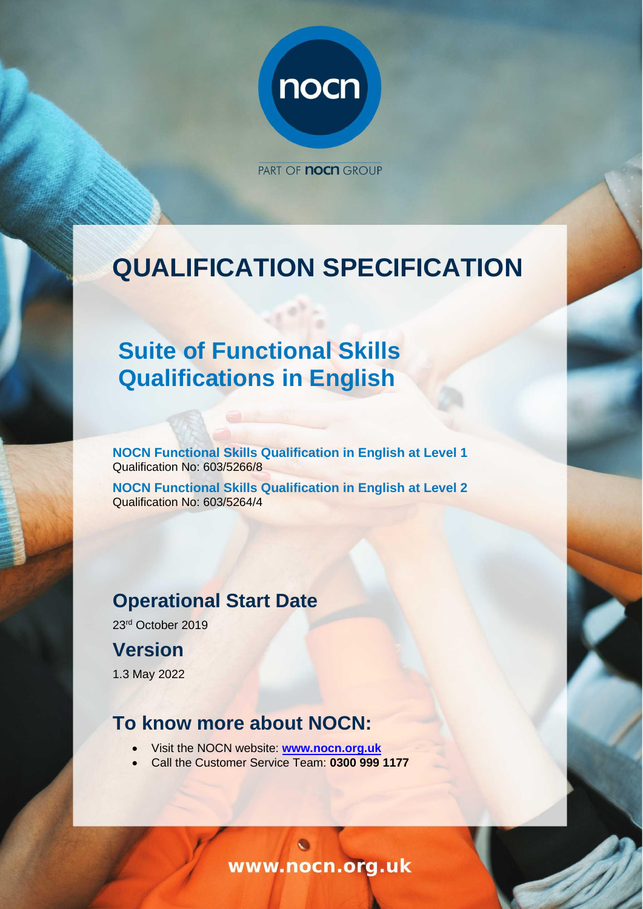nocn

PART OF nocn GROUP

# QUALIFICATION SPECIFICATION

## Suite of Functional Skills Qualifications in English

**NOCN Functional Skills Qualification in English at Level 1**
Qualification No: 603/5266/8

**NOCN Functional Skills Qualification in English at Level 2**
Qualification No: 603/5264/4

## Operational Start Date

23rd October 2019

## Version

1.3 May 2022

## To know more about NOCN:

- Visit the NOCN website: **www.nocn.org.uk**
- Call the Customer Service Team: **0300 999 1177**

www.nocn.org.uk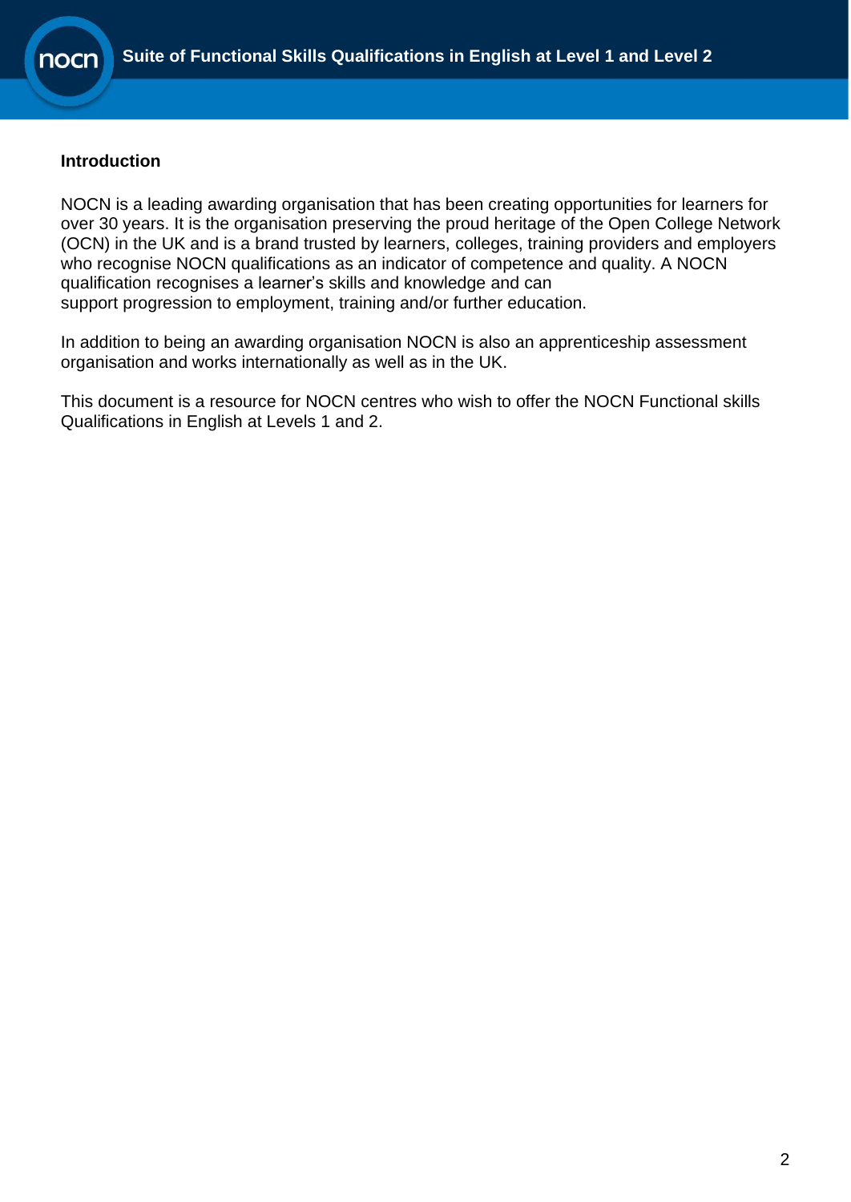## Introduction

NOCN is a leading awarding organisation that has been creating opportunities for learners for over 30 years. It is the organisation preserving the proud heritage of the Open College Network (OCN) in the UK and is a brand trusted by learners, colleges, training providers and employers who recognise NOCN qualifications as an indicator of competence and quality. A NOCN qualification recognises a learner's skills and knowledge and can support progression to employment, training and/or further education.

In addition to being an awarding organisation NOCN is also an apprenticeship assessment organisation and works internationally as well as in the UK.

This document is a resource for NOCN centres who wish to offer the NOCN Functional skills Qualifications in English at Levels 1 and 2.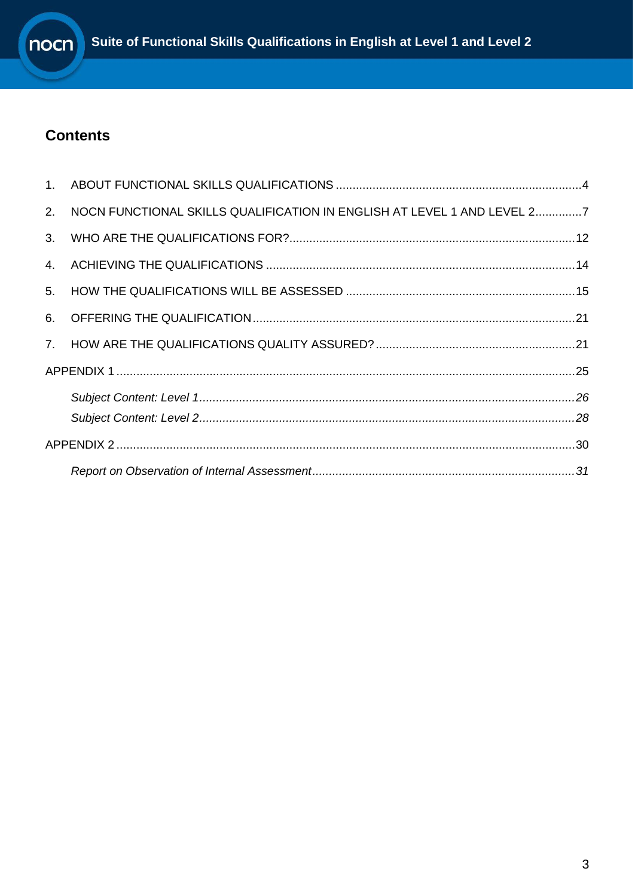## Contents

1. ABOUT FUNCTIONAL SKILLS QUALIFICATIONS ....................................................................................4
2. NOCN FUNCTIONAL SKILLS QUALIFICATION IN ENGLISH AT LEVEL 1 AND LEVEL 2..............7
3. WHO ARE THE QUALIFICATIONS FOR?....................................................................................12
4. ACHIEVING THE QUALIFICATIONS ..........................................................................................14
5. HOW THE QUALIFICATIONS WILL BE ASSESSED ....................................................................15
6. OFFERING THE QUALIFICATION ................................................................................................21
7. HOW ARE THE QUALIFICATIONS QUALITY ASSURED? ............................................................21

APPENDIX 1 ..........................................................................................................................................25

*Subject Content: Level 1* ....................................................................................................................*26*

*Subject Content: Level 2* ....................................................................................................................*28*

APPENDIX 2 ..........................................................................................................................................30

*Report on Observation of Internal Assessment* ................................................................................*31*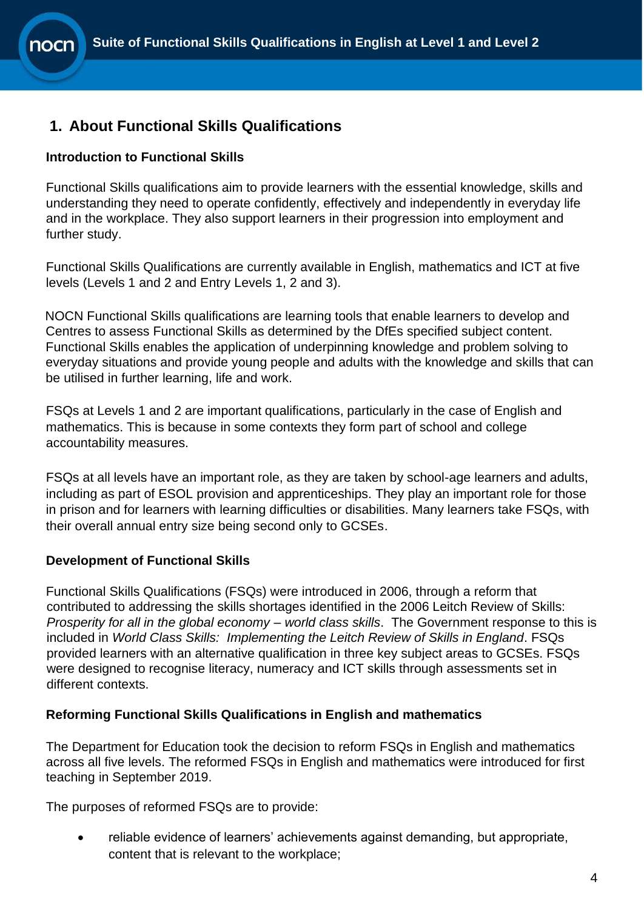## 1. About Functional Skills Qualifications

### Introduction to Functional Skills

Functional Skills qualifications aim to provide learners with the essential knowledge, skills and understanding they need to operate confidently, effectively and independently in everyday life and in the workplace. They also support learners in their progression into employment and further study.

Functional Skills Qualifications are currently available in English, mathematics and ICT at five levels (Levels 1 and 2 and Entry Levels 1, 2 and 3).

NOCN Functional Skills qualifications are learning tools that enable learners to develop and Centres to assess Functional Skills as determined by the DfEs specified subject content. Functional Skills enables the application of underpinning knowledge and problem solving to everyday situations and provide young people and adults with the knowledge and skills that can be utilised in further learning, life and work.

FSQs at Levels 1 and 2 are important qualifications, particularly in the case of English and mathematics. This is because in some contexts they form part of school and college accountability measures.

FSQs at all levels have an important role, as they are taken by school-age learners and adults, including as part of ESOL provision and apprenticeships. They play an important role for those in prison and for learners with learning difficulties or disabilities. Many learners take FSQs, with their overall annual entry size being second only to GCSEs.

### Development of Functional Skills

Functional Skills Qualifications (FSQs) were introduced in 2006, through a reform that contributed to addressing the skills shortages identified in the 2006 Leitch Review of Skills: *Prosperity for all in the global economy – world class skills*. The Government response to this is included in *World Class Skills: Implementing the Leitch Review of Skills in England*. FSQs provided learners with an alternative qualification in three key subject areas to GCSEs. FSQs were designed to recognise literacy, numeracy and ICT skills through assessments set in different contexts.

### Reforming Functional Skills Qualifications in English and mathematics

The Department for Education took the decision to reform FSQs in English and mathematics across all five levels. The reformed FSQs in English and mathematics were introduced for first teaching in September 2019.

The purposes of reformed FSQs are to provide:

- reliable evidence of learners' achievements against demanding, but appropriate, content that is relevant to the workplace;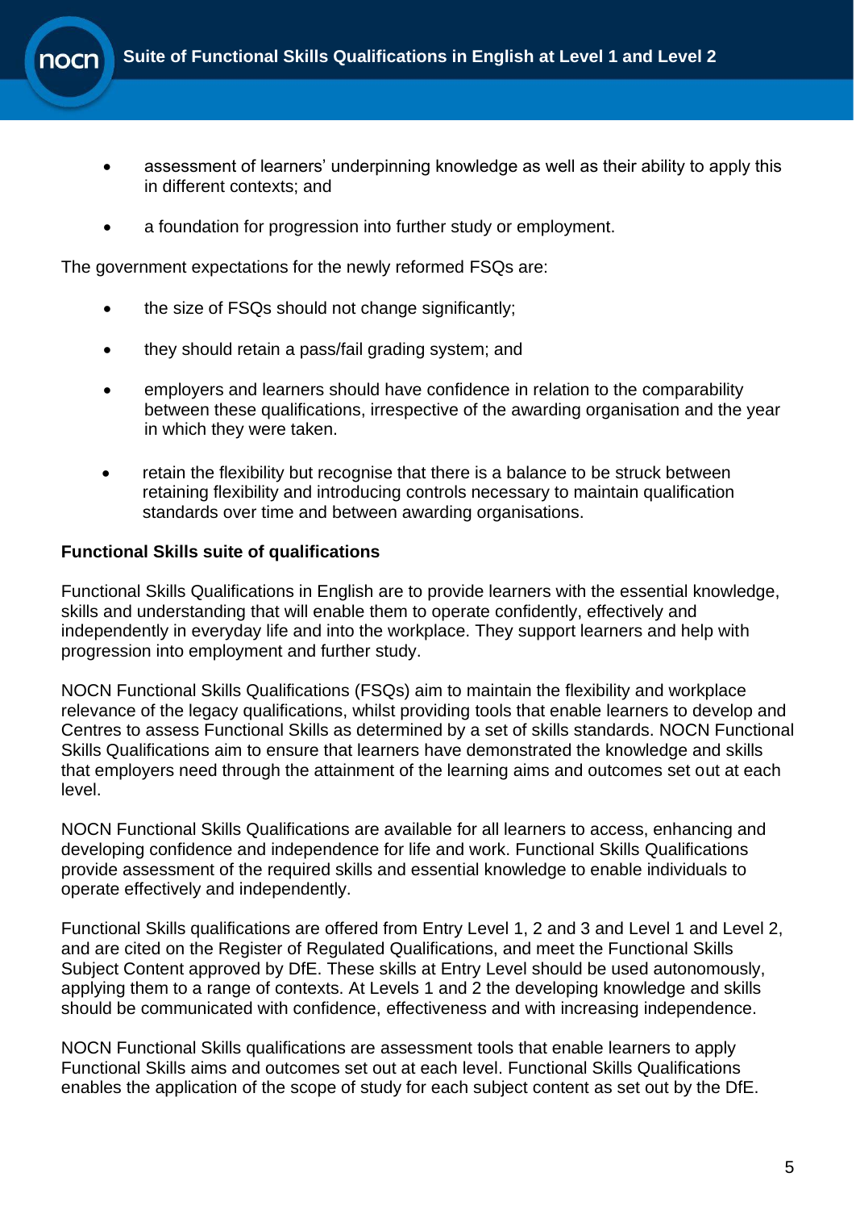- assessment of learners' underpinning knowledge as well as their ability to apply this in different contexts; and
- a foundation for progression into further study or employment.

The government expectations for the newly reformed FSQs are:

- the size of FSQs should not change significantly;
- they should retain a pass/fail grading system; and
- employers and learners should have confidence in relation to the comparability between these qualifications, irrespective of the awarding organisation and the year in which they were taken.
- retain the flexibility but recognise that there is a balance to be struck between retaining flexibility and introducing controls necessary to maintain qualification standards over time and between awarding organisations.

**Functional Skills suite of qualifications**

Functional Skills Qualifications in English are to provide learners with the essential knowledge, skills and understanding that will enable them to operate confidently, effectively and independently in everyday life and into the workplace. They support learners and help with progression into employment and further study.

NOCN Functional Skills Qualifications (FSQs) aim to maintain the flexibility and workplace relevance of the legacy qualifications, whilst providing tools that enable learners to develop and Centres to assess Functional Skills as determined by a set of skills standards. NOCN Functional Skills Qualifications aim to ensure that learners have demonstrated the knowledge and skills that employers need through the attainment of the learning aims and outcomes set out at each level.

NOCN Functional Skills Qualifications are available for all learners to access, enhancing and developing confidence and independence for life and work. Functional Skills Qualifications provide assessment of the required skills and essential knowledge to enable individuals to operate effectively and independently.

Functional Skills qualifications are offered from Entry Level 1, 2 and 3 and Level 1 and Level 2, and are cited on the Register of Regulated Qualifications, and meet the Functional Skills Subject Content approved by DfE. These skills at Entry Level should be used autonomously, applying them to a range of contexts. At Levels 1 and 2 the developing knowledge and skills should be communicated with confidence, effectiveness and with increasing independence.

NOCN Functional Skills qualifications are assessment tools that enable learners to apply Functional Skills aims and outcomes set out at each level. Functional Skills Qualifications enables the application of the scope of study for each subject content as set out by the DfE.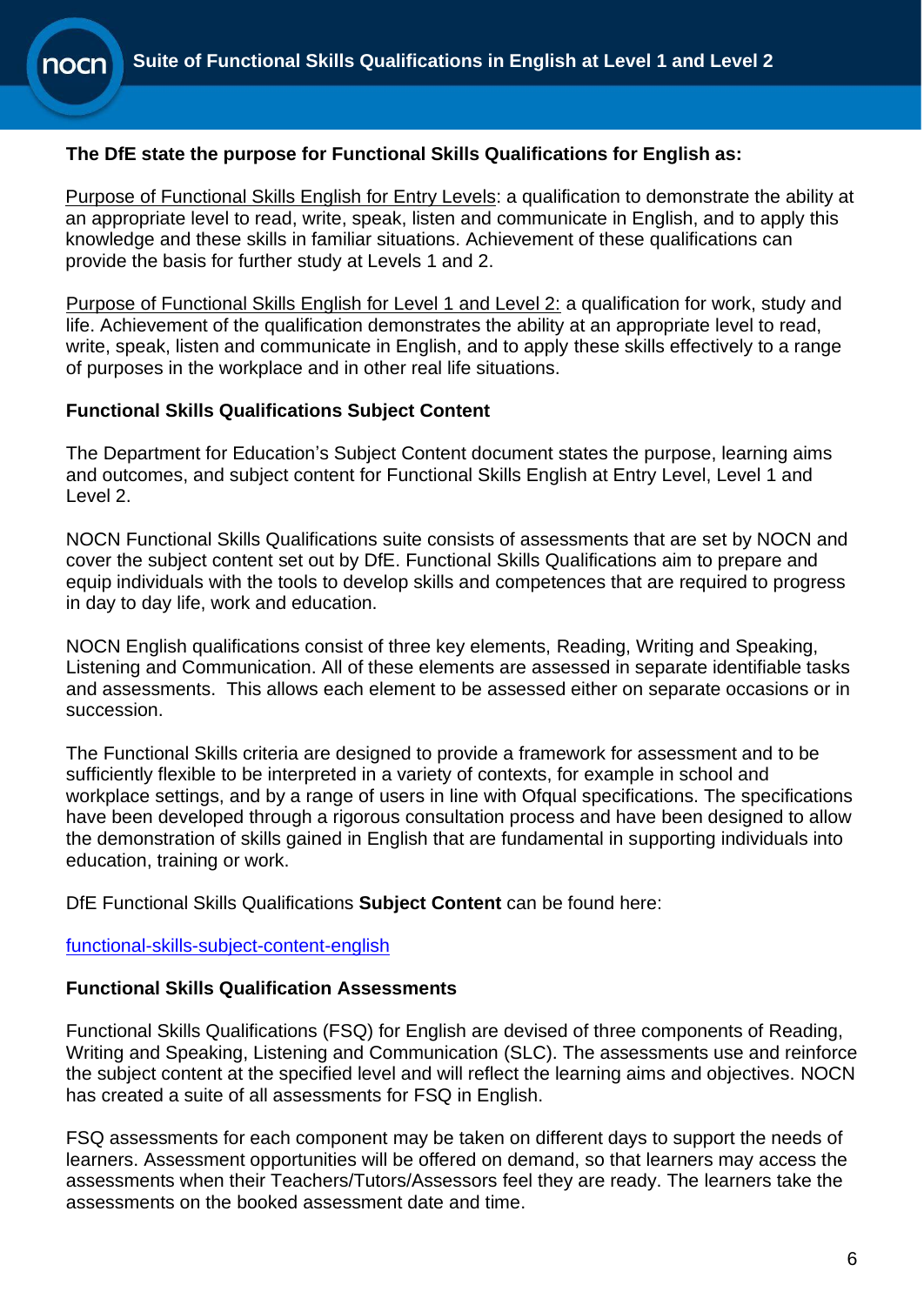**The DfE state the purpose for Functional Skills Qualifications for English as:**

Purpose of Functional Skills English for Entry Levels: a qualification to demonstrate the ability at an appropriate level to read, write, speak, listen and communicate in English, and to apply this knowledge and these skills in familiar situations. Achievement of these qualifications can provide the basis for further study at Levels 1 and 2.

Purpose of Functional Skills English for Level 1 and Level 2: a qualification for work, study and life. Achievement of the qualification demonstrates the ability at an appropriate level to read, write, speak, listen and communicate in English, and to apply these skills effectively to a range of purposes in the workplace and in other real life situations.

**Functional Skills Qualifications Subject Content**

The Department for Education's Subject Content document states the purpose, learning aims and outcomes, and subject content for Functional Skills English at Entry Level, Level 1 and Level 2.

NOCN Functional Skills Qualifications suite consists of assessments that are set by NOCN and cover the subject content set out by DfE. Functional Skills Qualifications aim to prepare and equip individuals with the tools to develop skills and competences that are required to progress in day to day life, work and education.

NOCN English qualifications consist of three key elements, Reading, Writing and Speaking, Listening and Communication. All of these elements are assessed in separate identifiable tasks and assessments. This allows each element to be assessed either on separate occasions or in succession.

The Functional Skills criteria are designed to provide a framework for assessment and to be sufficiently flexible to be interpreted in a variety of contexts, for example in school and workplace settings, and by a range of users in line with Ofqual specifications. The specifications have been developed through a rigorous consultation process and have been designed to allow the demonstration of skills gained in English that are fundamental in supporting individuals into education, training or work.

DfE Functional Skills Qualifications **Subject Content** can be found here:

functional-skills-subject-content-english

**Functional Skills Qualification Assessments**

Functional Skills Qualifications (FSQ) for English are devised of three components of Reading, Writing and Speaking, Listening and Communication (SLC). The assessments use and reinforce the subject content at the specified level and will reflect the learning aims and objectives. NOCN has created a suite of all assessments for FSQ in English.

FSQ assessments for each component may be taken on different days to support the needs of learners. Assessment opportunities will be offered on demand, so that learners may access the assessments when their Teachers/Tutors/Assessors feel they are ready. The learners take the assessments on the booked assessment date and time.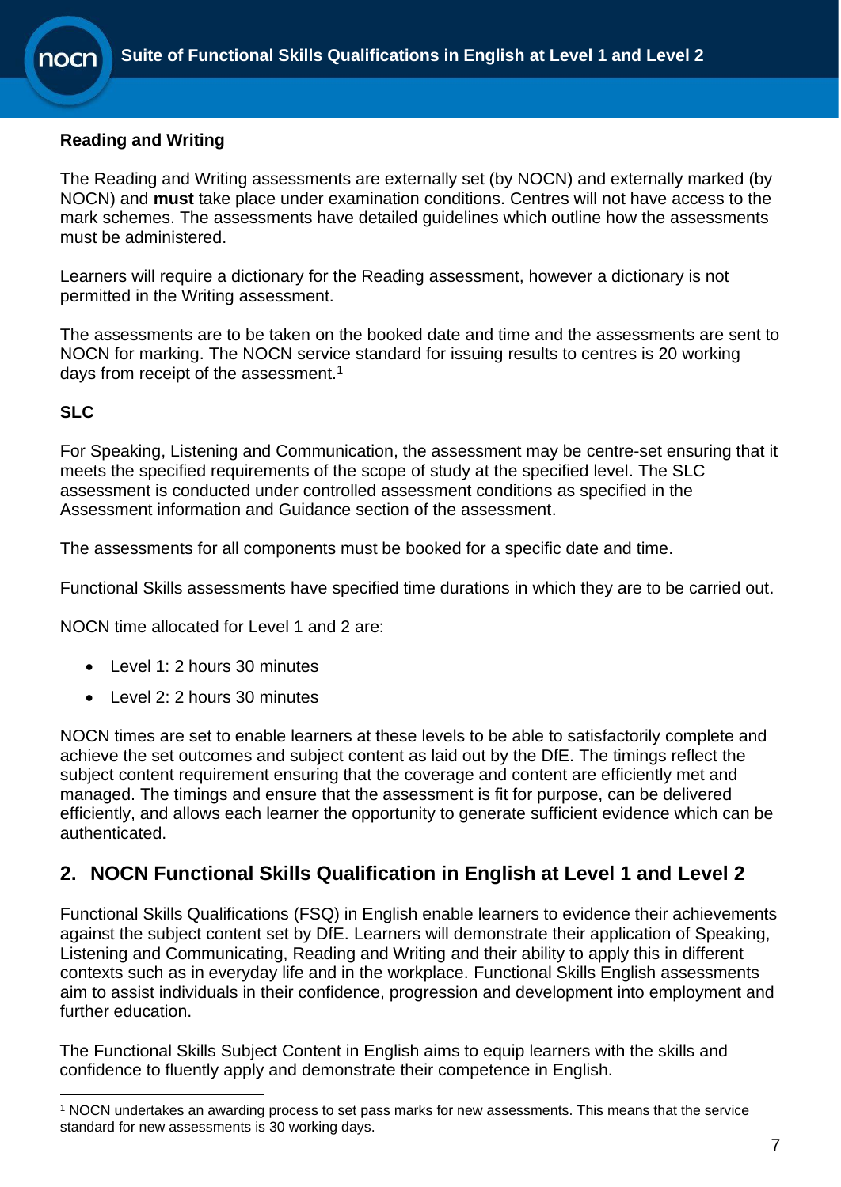**Reading and Writing**

The Reading and Writing assessments are externally set (by NOCN) and externally marked (by NOCN) and **must** take place under examination conditions. Centres will not have access to the mark schemes. The assessments have detailed guidelines which outline how the assessments must be administered.

Learners will require a dictionary for the Reading assessment, however a dictionary is not permitted in the Writing assessment.

The assessments are to be taken on the booked date and time and the assessments are sent to NOCN for marking. The NOCN service standard for issuing results to centres is 20 working days from receipt of the assessment.[1]

**SLC**

For Speaking, Listening and Communication, the assessment may be centre-set ensuring that it meets the specified requirements of the scope of study at the specified level. The SLC assessment is conducted under controlled assessment conditions as specified in the Assessment information and Guidance section of the assessment.

The assessments for all components must be booked for a specific date and time.

Functional Skills assessments have specified time durations in which they are to be carried out.

NOCN time allocated for Level 1 and 2 are:

- Level 1: 2 hours 30 minutes
- Level 2: 2 hours 30 minutes

NOCN times are set to enable learners at these levels to be able to satisfactorily complete and achieve the set outcomes and subject content as laid out by the DfE. The timings reflect the subject content requirement ensuring that the coverage and content are efficiently met and managed. The timings and ensure that the assessment is fit for purpose, can be delivered efficiently, and allows each learner the opportunity to generate sufficient evidence which can be authenticated.

## 2. NOCN Functional Skills Qualification in English at Level 1 and Level 2

Functional Skills Qualifications (FSQ) in English enable learners to evidence their achievements against the subject content set by DfE. Learners will demonstrate their application of Speaking, Listening and Communicating, Reading and Writing and their ability to apply this in different contexts such as in everyday life and in the workplace. Functional Skills English assessments aim to assist individuals in their confidence, progression and development into employment and further education.

The Functional Skills Subject Content in English aims to equip learners with the skills and confidence to fluently apply and demonstrate their competence in English.

---

[1] NOCN undertakes an awarding process to set pass marks for new assessments. This means that the service standard for new assessments is 30 working days.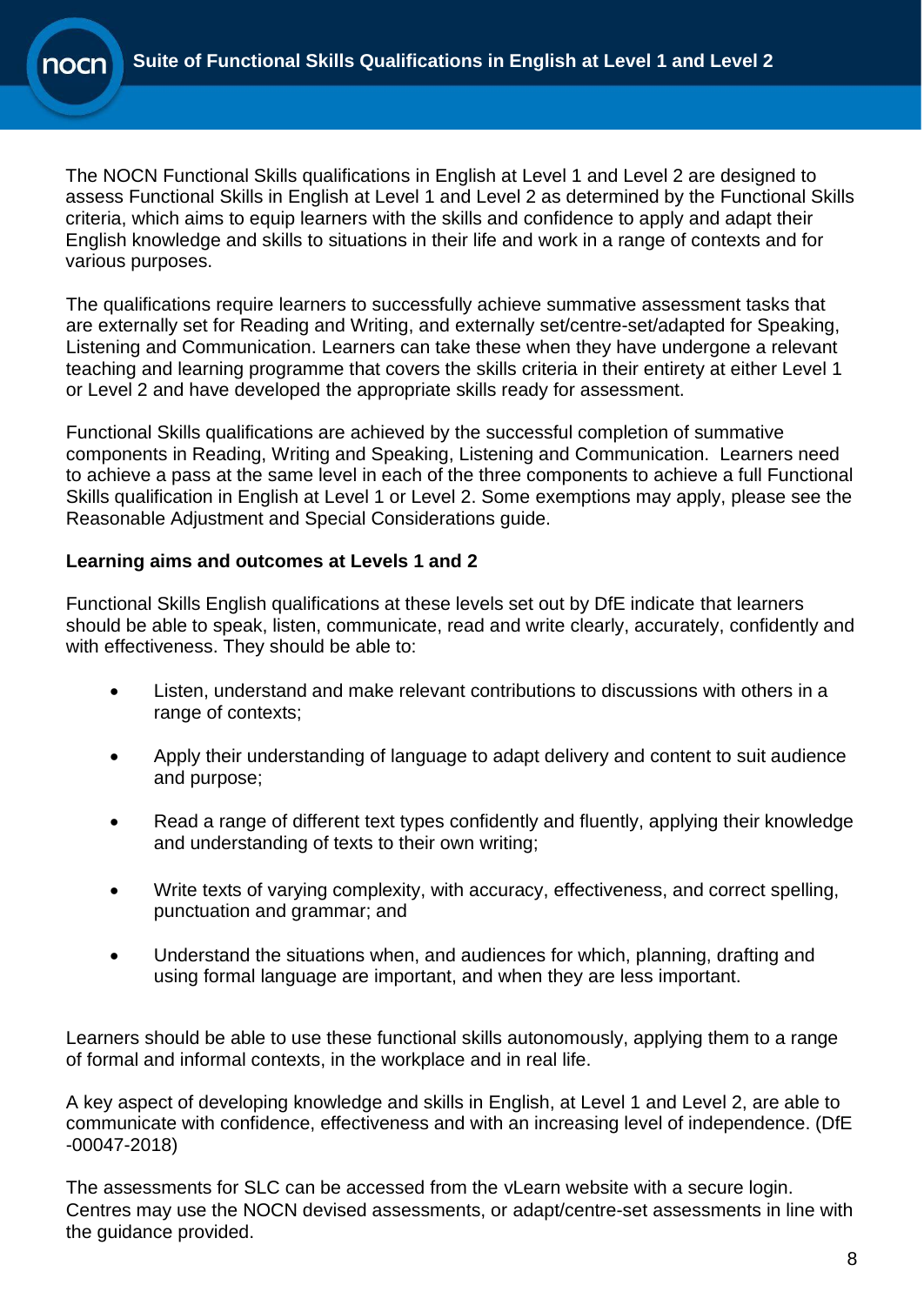The NOCN Functional Skills qualifications in English at Level 1 and Level 2 are designed to assess Functional Skills in English at Level 1 and Level 2 as determined by the Functional Skills criteria, which aims to equip learners with the skills and confidence to apply and adapt their English knowledge and skills to situations in their life and work in a range of contexts and for various purposes.

The qualifications require learners to successfully achieve summative assessment tasks that are externally set for Reading and Writing, and externally set/centre-set/adapted for Speaking, Listening and Communication. Learners can take these when they have undergone a relevant teaching and learning programme that covers the skills criteria in their entirety at either Level 1 or Level 2 and have developed the appropriate skills ready for assessment.

Functional Skills qualifications are achieved by the successful completion of summative components in Reading, Writing and Speaking, Listening and Communication. Learners need to achieve a pass at the same level in each of the three components to achieve a full Functional Skills qualification in English at Level 1 or Level 2. Some exemptions may apply, please see the Reasonable Adjustment and Special Considerations guide.

**Learning aims and outcomes at Levels 1 and 2**

Functional Skills English qualifications at these levels set out by DfE indicate that learners should be able to speak, listen, communicate, read and write clearly, accurately, confidently and with effectiveness. They should be able to:

- Listen, understand and make relevant contributions to discussions with others in a range of contexts;
- Apply their understanding of language to adapt delivery and content to suit audience and purpose;
- Read a range of different text types confidently and fluently, applying their knowledge and understanding of texts to their own writing;
- Write texts of varying complexity, with accuracy, effectiveness, and correct spelling, punctuation and grammar; and
- Understand the situations when, and audiences for which, planning, drafting and using formal language are important, and when they are less important.

Learners should be able to use these functional skills autonomously, applying them to a range of formal and informal contexts, in the workplace and in real life.

A key aspect of developing knowledge and skills in English, at Level 1 and Level 2, are able to communicate with confidence, effectiveness and with an increasing level of independence. (DfE -00047-2018)

The assessments for SLC can be accessed from the vLearn website with a secure login. Centres may use the NOCN devised assessments, or adapt/centre-set assessments in line with the guidance provided.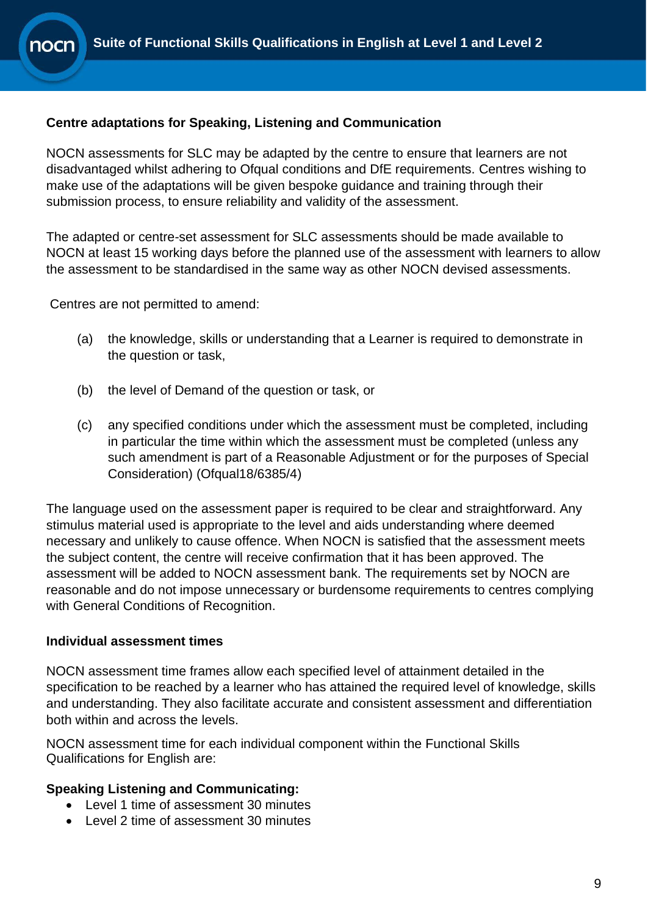### Centre adaptations for Speaking, Listening and Communication

NOCN assessments for SLC may be adapted by the centre to ensure that learners are not disadvantaged whilst adhering to Ofqual conditions and DfE requirements. Centres wishing to make use of the adaptations will be given bespoke guidance and training through their submission process, to ensure reliability and validity of the assessment.

The adapted or centre-set assessment for SLC assessments should be made available to NOCN at least 15 working days before the planned use of the assessment with learners to allow the assessment to be standardised in the same way as other NOCN devised assessments.

Centres are not permitted to amend:

(a) the knowledge, skills or understanding that a Learner is required to demonstrate in the question or task,

(b) the level of Demand of the question or task, or

(c) any specified conditions under which the assessment must be completed, including in particular the time within which the assessment must be completed (unless any such amendment is part of a Reasonable Adjustment or for the purposes of Special Consideration) (Ofqual18/6385/4)

The language used on the assessment paper is required to be clear and straightforward. Any stimulus material used is appropriate to the level and aids understanding where deemed necessary and unlikely to cause offence. When NOCN is satisfied that the assessment meets the subject content, the centre will receive confirmation that it has been approved. The assessment will be added to NOCN assessment bank. The requirements set by NOCN are reasonable and do not impose unnecessary or burdensome requirements to centres complying with General Conditions of Recognition.

### Individual assessment times

NOCN assessment time frames allow each specified level of attainment detailed in the specification to be reached by a learner who has attained the required level of knowledge, skills and understanding. They also facilitate accurate and consistent assessment and differentiation both within and across the levels.

NOCN assessment time for each individual component within the Functional Skills Qualifications for English are:

**Speaking Listening and Communicating:**

- Level 1 time of assessment 30 minutes
- Level 2 time of assessment 30 minutes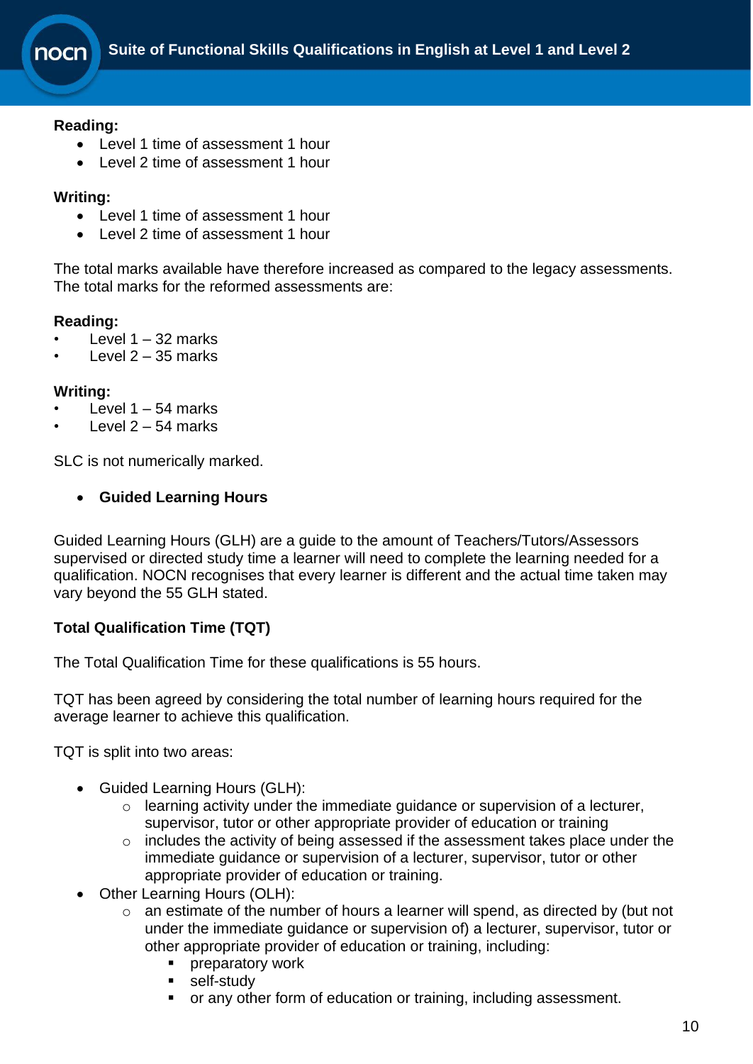**Reading:**

- Level 1 time of assessment 1 hour
- Level 2 time of assessment 1 hour

**Writing:**

- Level 1 time of assessment 1 hour
- Level 2 time of assessment 1 hour

The total marks available have therefore increased as compared to the legacy assessments. The total marks for the reformed assessments are:

**Reading:**

- Level 1 – 32 marks
- Level 2 – 35 marks

**Writing:**

- Level 1 – 54 marks
- Level 2 – 54 marks

SLC is not numerically marked.

- **Guided Learning Hours**

Guided Learning Hours (GLH) are a guide to the amount of Teachers/Tutors/Assessors supervised or directed study time a learner will need to complete the learning needed for a qualification. NOCN recognises that every learner is different and the actual time taken may vary beyond the 55 GLH stated.

**Total Qualification Time (TQT)**

The Total Qualification Time for these qualifications is 55 hours.

TQT has been agreed by considering the total number of learning hours required for the average learner to achieve this qualification.

TQT is split into two areas:

- Guided Learning Hours (GLH):
  - learning activity under the immediate guidance or supervision of a lecturer, supervisor, tutor or other appropriate provider of education or training
  - includes the activity of being assessed if the assessment takes place under the immediate guidance or supervision of a lecturer, supervisor, tutor or other appropriate provider of education or training.
- Other Learning Hours (OLH):
  - an estimate of the number of hours a learner will spend, as directed by (but not under the immediate guidance or supervision of) a lecturer, supervisor, tutor or other appropriate provider of education or training, including:
    - preparatory work
    - self-study
    - or any other form of education or training, including assessment.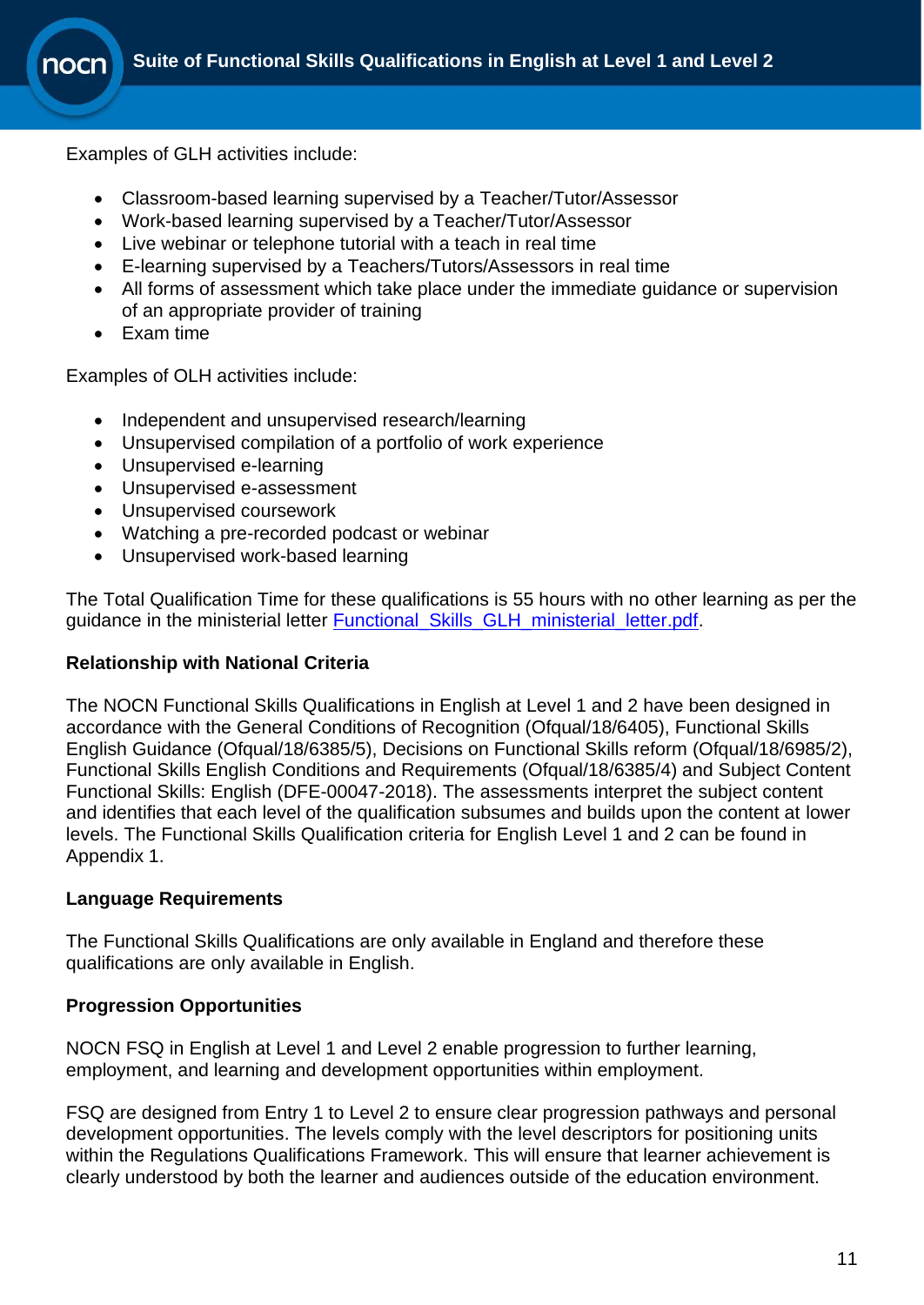Examples of GLH activities include:

- Classroom-based learning supervised by a Teacher/Tutor/Assessor
- Work-based learning supervised by a Teacher/Tutor/Assessor
- Live webinar or telephone tutorial with a teach in real time
- E-learning supervised by a Teachers/Tutors/Assessors in real time
- All forms of assessment which take place under the immediate guidance or supervision of an appropriate provider of training
- Exam time

Examples of OLH activities include:

- Independent and unsupervised research/learning
- Unsupervised compilation of a portfolio of work experience
- Unsupervised e-learning
- Unsupervised e-assessment
- Unsupervised coursework
- Watching a pre-recorded podcast or webinar
- Unsupervised work-based learning

The Total Qualification Time for these qualifications is 55 hours with no other learning as per the guidance in the ministerial letter [Functional_Skills_GLH_ministerial_letter.pdf](Functional_Skills_GLH_ministerial_letter.pdf).

**Relationship with National Criteria**

The NOCN Functional Skills Qualifications in English at Level 1 and 2 have been designed in accordance with the General Conditions of Recognition (Ofqual/18/6405), Functional Skills English Guidance (Ofqual/18/6385/5), Decisions on Functional Skills reform (Ofqual/18/6985/2), Functional Skills English Conditions and Requirements (Ofqual/18/6385/4) and Subject Content Functional Skills: English (DFE-00047-2018). The assessments interpret the subject content and identifies that each level of the qualification subsumes and builds upon the content at lower levels. The Functional Skills Qualification criteria for English Level 1 and 2 can be found in Appendix 1.

**Language Requirements**

The Functional Skills Qualifications are only available in England and therefore these qualifications are only available in English.

**Progression Opportunities**

NOCN FSQ in English at Level 1 and Level 2 enable progression to further learning, employment, and learning and development opportunities within employment.

FSQ are designed from Entry 1 to Level 2 to ensure clear progression pathways and personal development opportunities. The levels comply with the level descriptors for positioning units within the Regulations Qualifications Framework. This will ensure that learner achievement is clearly understood by both the learner and audiences outside of the education environment.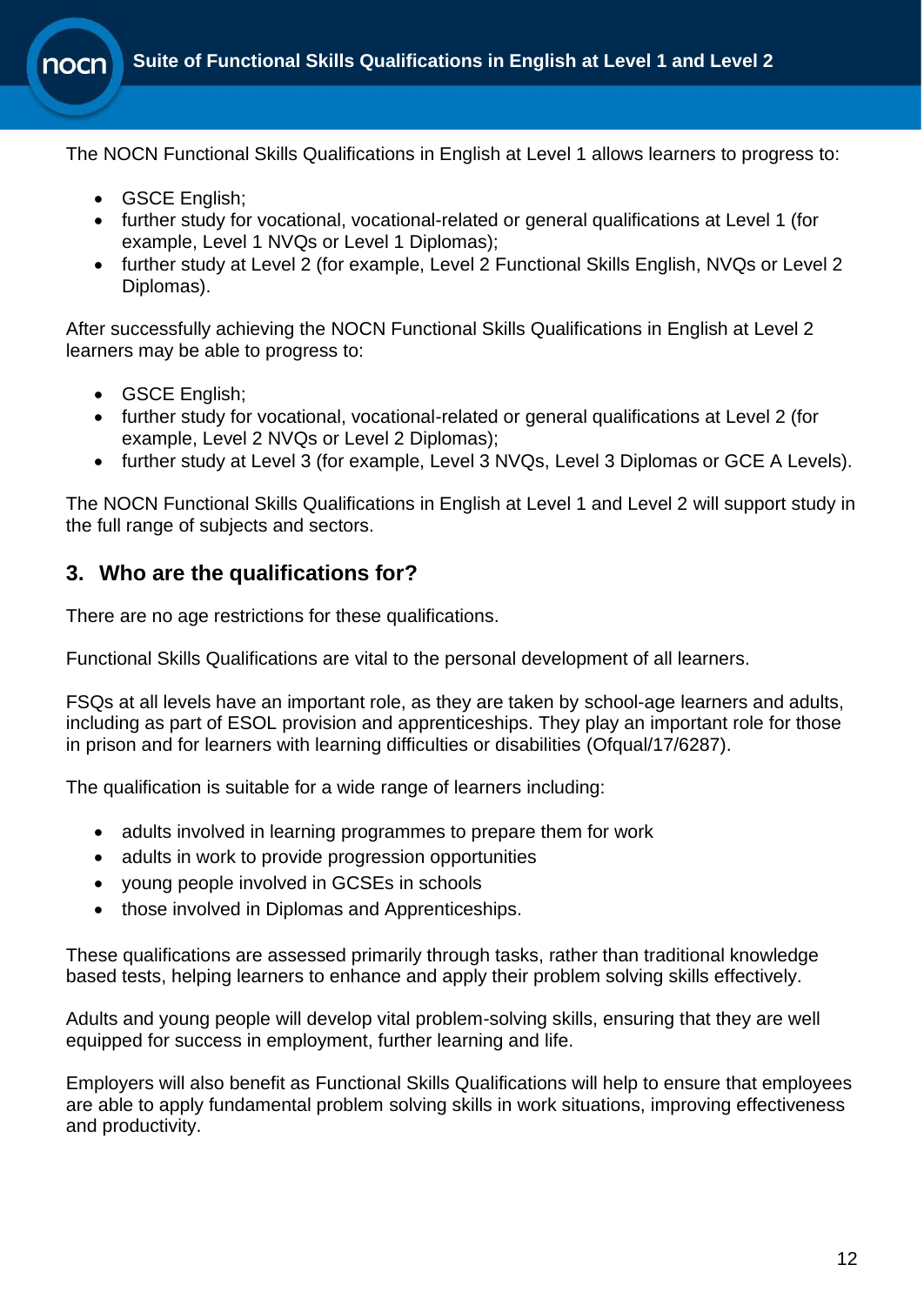The NOCN Functional Skills Qualifications in English at Level 1 allows learners to progress to:

- GSCE English;
- further study for vocational, vocational-related or general qualifications at Level 1 (for example, Level 1 NVQs or Level 1 Diplomas);
- further study at Level 2 (for example, Level 2 Functional Skills English, NVQs or Level 2 Diplomas).

After successfully achieving the NOCN Functional Skills Qualifications in English at Level 2 learners may be able to progress to:

- GSCE English;
- further study for vocational, vocational-related or general qualifications at Level 2 (for example, Level 2 NVQs or Level 2 Diplomas);
- further study at Level 3 (for example, Level 3 NVQs, Level 3 Diplomas or GCE A Levels).

The NOCN Functional Skills Qualifications in English at Level 1 and Level 2 will support study in the full range of subjects and sectors.

## 3. Who are the qualifications for?

There are no age restrictions for these qualifications.

Functional Skills Qualifications are vital to the personal development of all learners.

FSQs at all levels have an important role, as they are taken by school-age learners and adults, including as part of ESOL provision and apprenticeships. They play an important role for those in prison and for learners with learning difficulties or disabilities (Ofqual/17/6287).

The qualification is suitable for a wide range of learners including:

- adults involved in learning programmes to prepare them for work
- adults in work to provide progression opportunities
- young people involved in GCSEs in schools
- those involved in Diplomas and Apprenticeships.

These qualifications are assessed primarily through tasks, rather than traditional knowledge based tests, helping learners to enhance and apply their problem solving skills effectively.

Adults and young people will develop vital problem-solving skills, ensuring that they are well equipped for success in employment, further learning and life.

Employers will also benefit as Functional Skills Qualifications will help to ensure that employees are able to apply fundamental problem solving skills in work situations, improving effectiveness and productivity.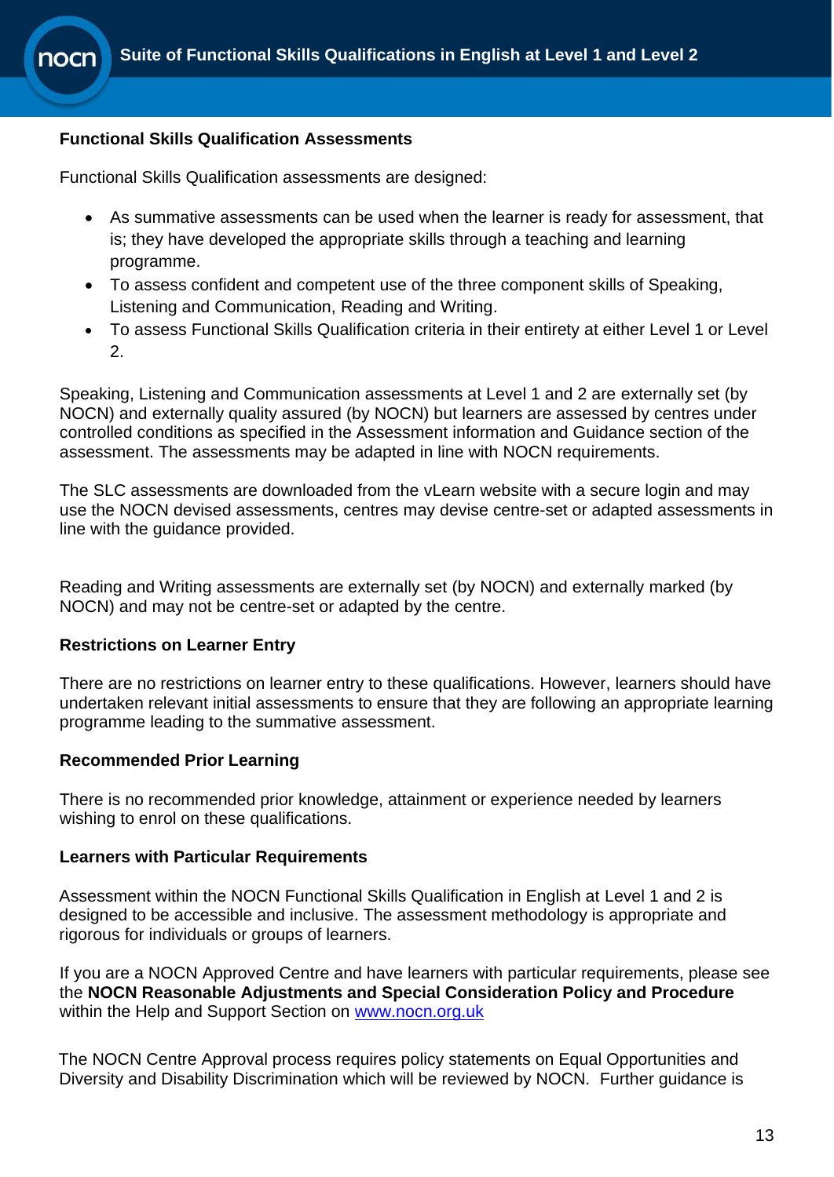## Functional Skills Qualification Assessments

Functional Skills Qualification assessments are designed:

- As summative assessments can be used when the learner is ready for assessment, that is; they have developed the appropriate skills through a teaching and learning programme.
- To assess confident and competent use of the three component skills of Speaking, Listening and Communication, Reading and Writing.
- To assess Functional Skills Qualification criteria in their entirety at either Level 1 or Level 2.

Speaking, Listening and Communication assessments at Level 1 and 2 are externally set (by NOCN) and externally quality assured (by NOCN) but learners are assessed by centres under controlled conditions as specified in the Assessment information and Guidance section of the assessment. The assessments may be adapted in line with NOCN requirements.

The SLC assessments are downloaded from the vLearn website with a secure login and may use the NOCN devised assessments, centres may devise centre-set or adapted assessments in line with the guidance provided.

Reading and Writing assessments are externally set (by NOCN) and externally marked (by NOCN) and may not be centre-set or adapted by the centre.

## Restrictions on Learner Entry

There are no restrictions on learner entry to these qualifications. However, learners should have undertaken relevant initial assessments to ensure that they are following an appropriate learning programme leading to the summative assessment.

## Recommended Prior Learning

There is no recommended prior knowledge, attainment or experience needed by learners wishing to enrol on these qualifications.

## Learners with Particular Requirements

Assessment within the NOCN Functional Skills Qualification in English at Level 1 and 2 is designed to be accessible and inclusive. The assessment methodology is appropriate and rigorous for individuals or groups of learners.

If you are a NOCN Approved Centre and have learners with particular requirements, please see the **NOCN Reasonable Adjustments and Special Consideration Policy and Procedure** within the Help and Support Section on [www.nocn.org.uk](http://www.nocn.org.uk)

The NOCN Centre Approval process requires policy statements on Equal Opportunities and Diversity and Disability Discrimination which will be reviewed by NOCN. Further guidance is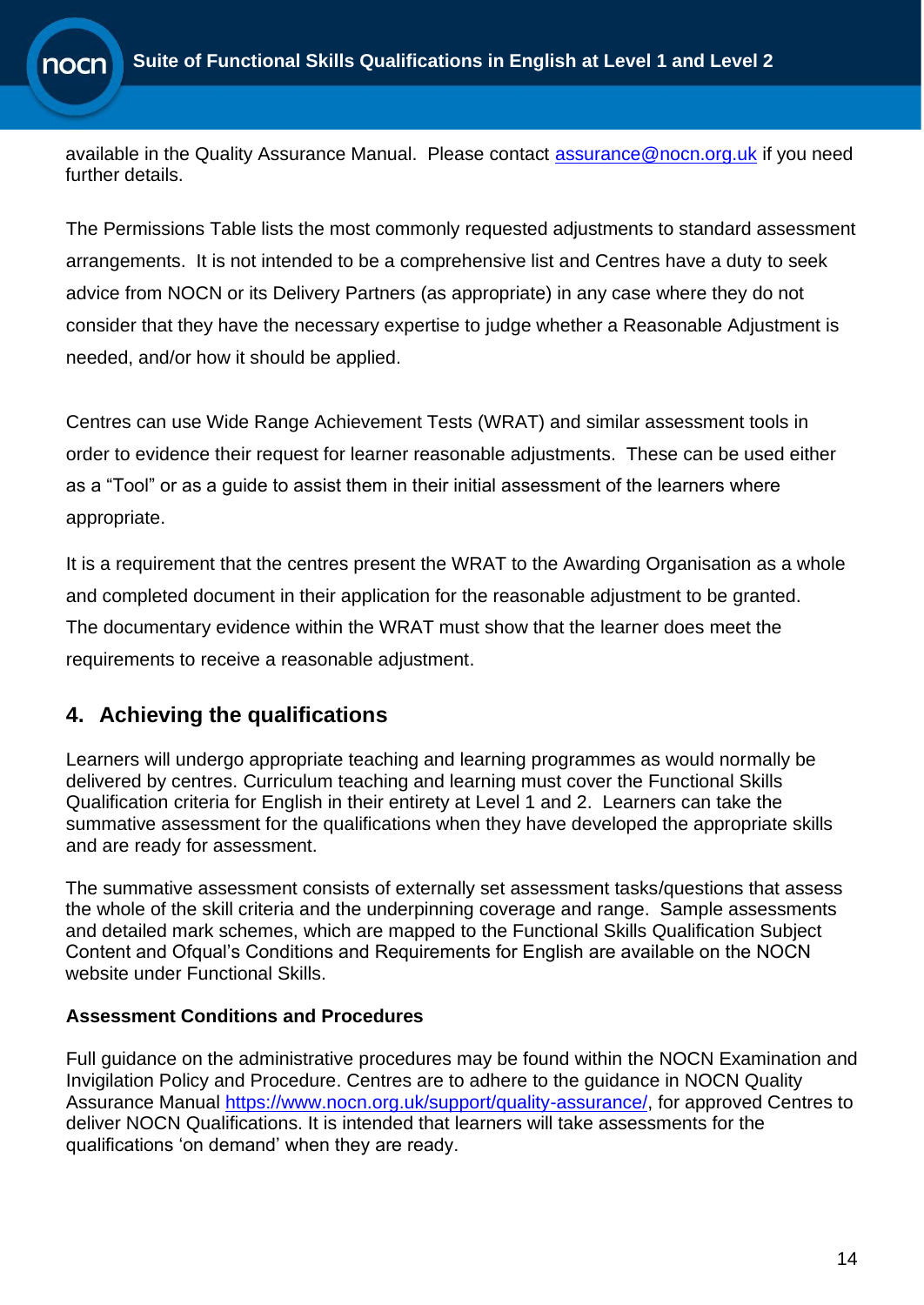available in the Quality Assurance Manual. Please contact assurance@nocn.org.uk if you need further details.

The Permissions Table lists the most commonly requested adjustments to standard assessment arrangements. It is not intended to be a comprehensive list and Centres have a duty to seek advice from NOCN or its Delivery Partners (as appropriate) in any case where they do not consider that they have the necessary expertise to judge whether a Reasonable Adjustment is needed, and/or how it should be applied.

Centres can use Wide Range Achievement Tests (WRAT) and similar assessment tools in order to evidence their request for learner reasonable adjustments. These can be used either as a "Tool" or as a guide to assist them in their initial assessment of the learners where appropriate.

It is a requirement that the centres present the WRAT to the Awarding Organisation as a whole and completed document in their application for the reasonable adjustment to be granted. The documentary evidence within the WRAT must show that the learner does meet the requirements to receive a reasonable adjustment.

## 4. Achieving the qualifications

Learners will undergo appropriate teaching and learning programmes as would normally be delivered by centres. Curriculum teaching and learning must cover the Functional Skills Qualification criteria for English in their entirety at Level 1 and 2. Learners can take the summative assessment for the qualifications when they have developed the appropriate skills and are ready for assessment.

The summative assessment consists of externally set assessment tasks/questions that assess the whole of the skill criteria and the underpinning coverage and range. Sample assessments and detailed mark schemes, which are mapped to the Functional Skills Qualification Subject Content and Ofqual's Conditions and Requirements for English are available on the NOCN website under Functional Skills.

**Assessment Conditions and Procedures**

Full guidance on the administrative procedures may be found within the NOCN Examination and Invigilation Policy and Procedure. Centres are to adhere to the guidance in NOCN Quality Assurance Manual https://www.nocn.org.uk/support/quality-assurance/, for approved Centres to deliver NOCN Qualifications. It is intended that learners will take assessments for the qualifications 'on demand' when they are ready.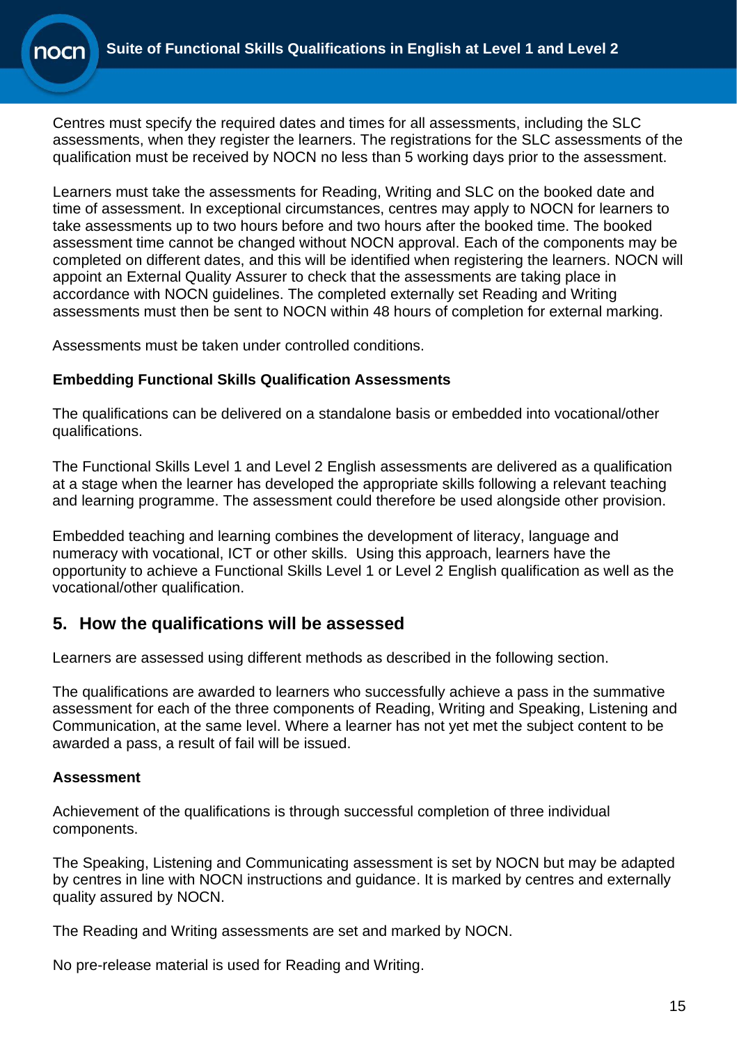Centres must specify the required dates and times for all assessments, including the SLC assessments, when they register the learners. The registrations for the SLC assessments of the qualification must be received by NOCN no less than 5 working days prior to the assessment.

Learners must take the assessments for Reading, Writing and SLC on the booked date and time of assessment. In exceptional circumstances, centres may apply to NOCN for learners to take assessments up to two hours before and two hours after the booked time. The booked assessment time cannot be changed without NOCN approval. Each of the components may be completed on different dates, and this will be identified when registering the learners. NOCN will appoint an External Quality Assurer to check that the assessments are taking place in accordance with NOCN guidelines. The completed externally set Reading and Writing assessments must then be sent to NOCN within 48 hours of completion for external marking.

Assessments must be taken under controlled conditions.

**Embedding Functional Skills Qualification Assessments**

The qualifications can be delivered on a standalone basis or embedded into vocational/other qualifications.

The Functional Skills Level 1 and Level 2 English assessments are delivered as a qualification at a stage when the learner has developed the appropriate skills following a relevant teaching and learning programme. The assessment could therefore be used alongside other provision.

Embedded teaching and learning combines the development of literacy, language and numeracy with vocational, ICT or other skills. Using this approach, learners have the opportunity to achieve a Functional Skills Level 1 or Level 2 English qualification as well as the vocational/other qualification.

## 5. How the qualifications will be assessed

Learners are assessed using different methods as described in the following section.

The qualifications are awarded to learners who successfully achieve a pass in the summative assessment for each of the three components of Reading, Writing and Speaking, Listening and Communication, at the same level. Where a learner has not yet met the subject content to be awarded a pass, a result of fail will be issued.

**Assessment**

Achievement of the qualifications is through successful completion of three individual components.

The Speaking, Listening and Communicating assessment is set by NOCN but may be adapted by centres in line with NOCN instructions and guidance. It is marked by centres and externally quality assured by NOCN.

The Reading and Writing assessments are set and marked by NOCN.

No pre-release material is used for Reading and Writing.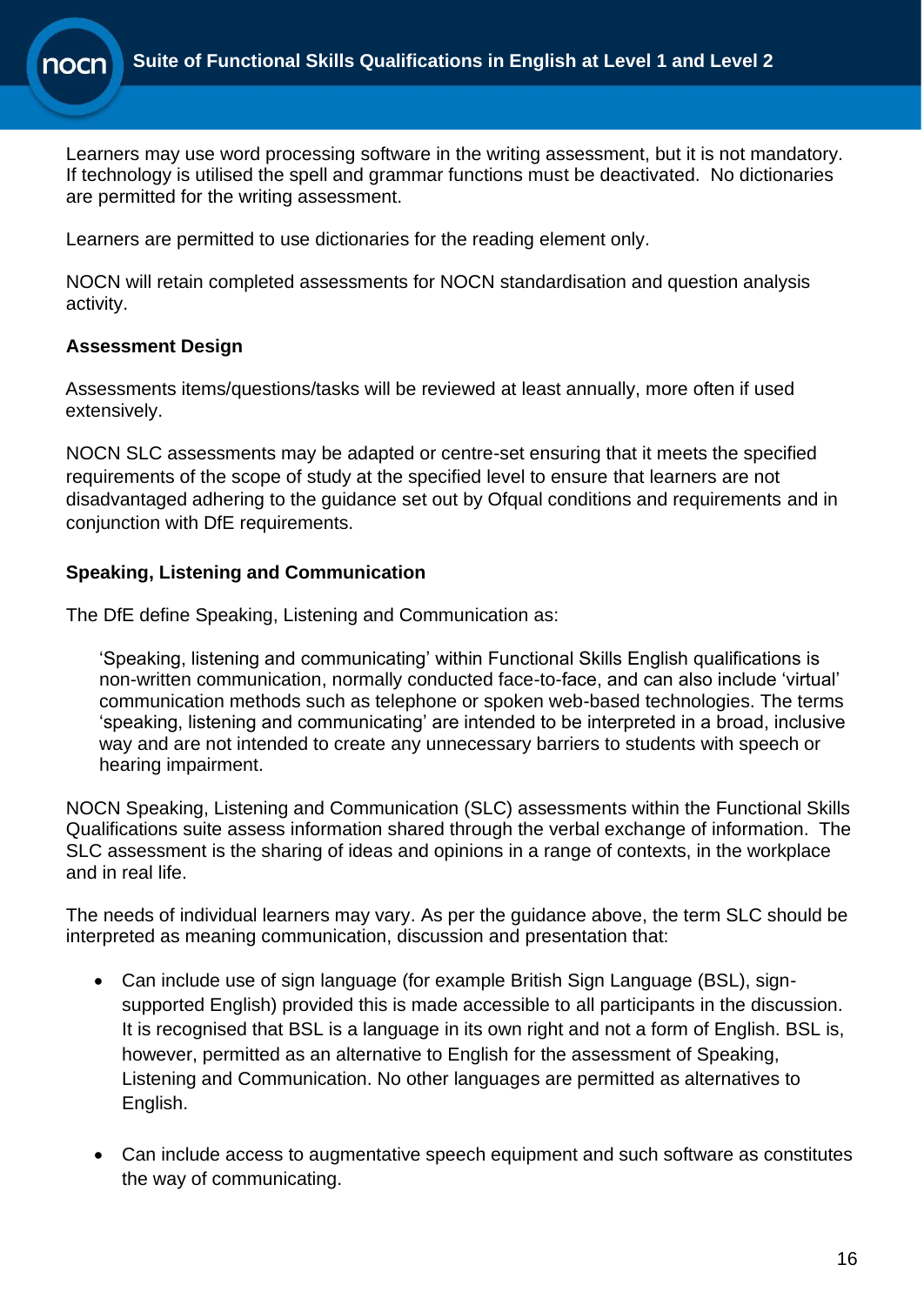Learners may use word processing software in the writing assessment, but it is not mandatory. If technology is utilised the spell and grammar functions must be deactivated. No dictionaries are permitted for the writing assessment.

Learners are permitted to use dictionaries for the reading element only.

NOCN will retain completed assessments for NOCN standardisation and question analysis activity.

**Assessment Design**

Assessments items/questions/tasks will be reviewed at least annually, more often if used extensively.

NOCN SLC assessments may be adapted or centre-set ensuring that it meets the specified requirements of the scope of study at the specified level to ensure that learners are not disadvantaged adhering to the guidance set out by Ofqual conditions and requirements and in conjunction with DfE requirements.

**Speaking, Listening and Communication**

The DfE define Speaking, Listening and Communication as:

> 'Speaking, listening and communicating' within Functional Skills English qualifications is non-written communication, normally conducted face-to-face, and can also include 'virtual' communication methods such as telephone or spoken web-based technologies. The terms 'speaking, listening and communicating' are intended to be interpreted in a broad, inclusive way and are not intended to create any unnecessary barriers to students with speech or hearing impairment.

NOCN Speaking, Listening and Communication (SLC) assessments within the Functional Skills Qualifications suite assess information shared through the verbal exchange of information. The SLC assessment is the sharing of ideas and opinions in a range of contexts, in the workplace and in real life.

The needs of individual learners may vary. As per the guidance above, the term SLC should be interpreted as meaning communication, discussion and presentation that:

- Can include use of sign language (for example British Sign Language (BSL), sign-supported English) provided this is made accessible to all participants in the discussion. It is recognised that BSL is a language in its own right and not a form of English. BSL is, however, permitted as an alternative to English for the assessment of Speaking, Listening and Communication. No other languages are permitted as alternatives to English.

- Can include access to augmentative speech equipment and such software as constitutes the way of communicating.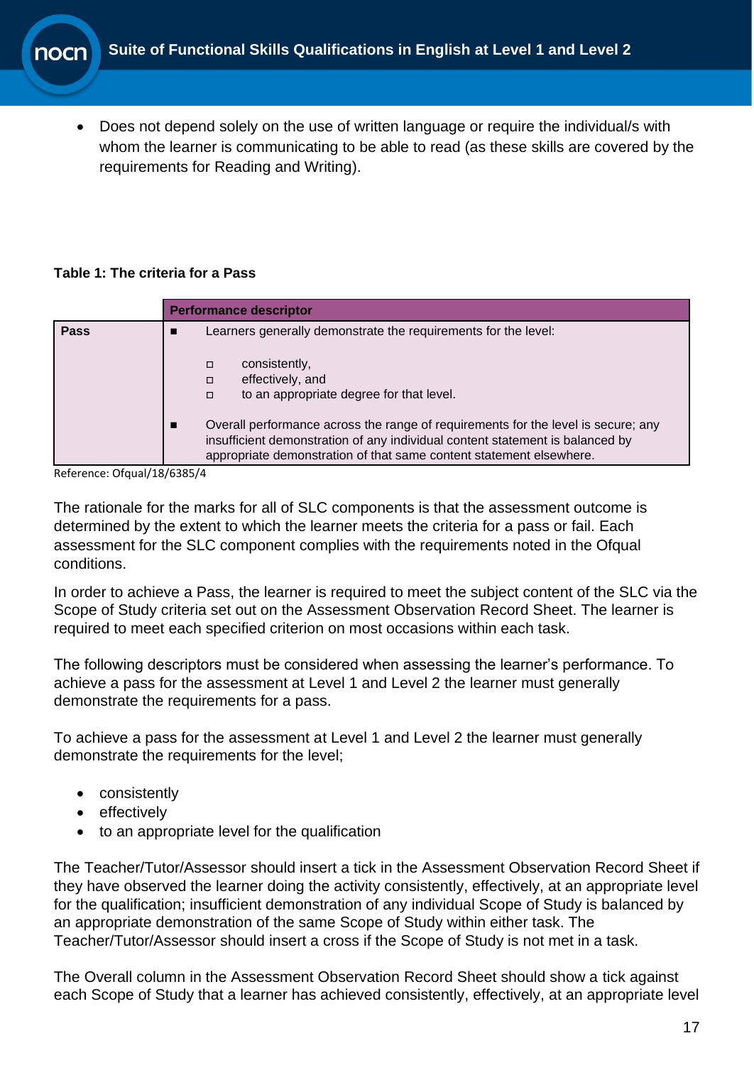- Does not depend solely on the use of written language or require the individual/s with whom the learner is communicating to be able to read (as these skills are covered by the requirements for Reading and Writing).

**Table 1: The criteria for a Pass**

| | Performance descriptor |
|---|---|
| **Pass** | ■ Learners generally demonstrate the requirements for the level:<br>□ consistently,<br>□ effectively, and<br>□ to an appropriate degree for that level.<br>■ Overall performance across the range of requirements for the level is secure; any insufficient demonstration of any individual content statement is balanced by appropriate demonstration of that same content statement elsewhere. |

Reference: Ofqual/18/6385/4

The rationale for the marks for all of SLC components is that the assessment outcome is determined by the extent to which the learner meets the criteria for a pass or fail. Each assessment for the SLC component complies with the requirements noted in the Ofqual conditions.

In order to achieve a Pass, the learner is required to meet the subject content of the SLC via the Scope of Study criteria set out on the Assessment Observation Record Sheet. The learner is required to meet each specified criterion on most occasions within each task.

The following descriptors must be considered when assessing the learner's performance. To achieve a pass for the assessment at Level 1 and Level 2 the learner must generally demonstrate the requirements for a pass.

To achieve a pass for the assessment at Level 1 and Level 2 the learner must generally demonstrate the requirements for the level;

- consistently
- effectively
- to an appropriate level for the qualification

The Teacher/Tutor/Assessor should insert a tick in the Assessment Observation Record Sheet if they have observed the learner doing the activity consistently, effectively, at an appropriate level for the qualification; insufficient demonstration of any individual Scope of Study is balanced by an appropriate demonstration of the same Scope of Study within either task. The Teacher/Tutor/Assessor should insert a cross if the Scope of Study is not met in a task.

The Overall column in the Assessment Observation Record Sheet should show a tick against each Scope of Study that a learner has achieved consistently, effectively, at an appropriate level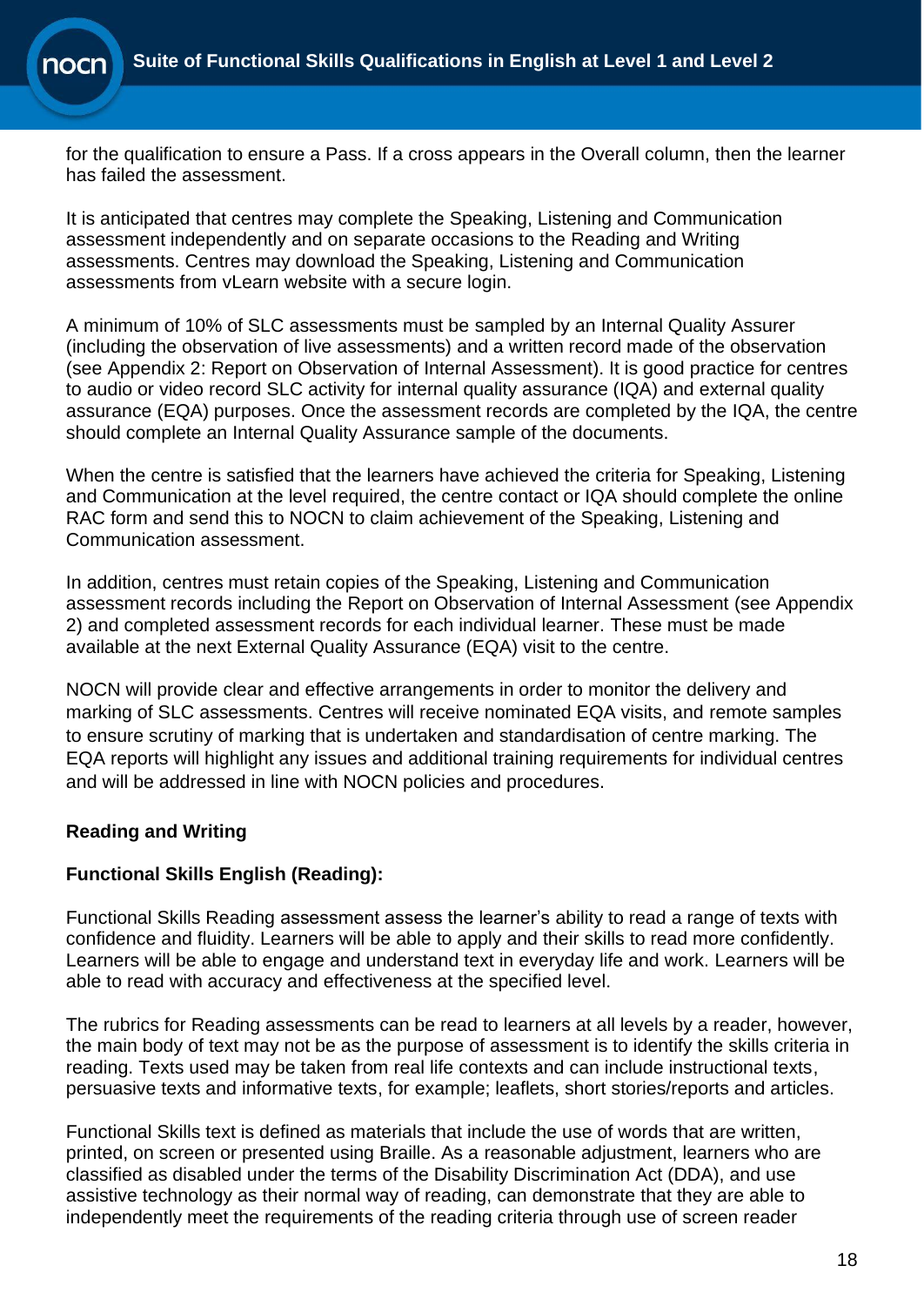for the qualification to ensure a Pass. If a cross appears in the Overall column, then the learner has failed the assessment.

It is anticipated that centres may complete the Speaking, Listening and Communication assessment independently and on separate occasions to the Reading and Writing assessments. Centres may download the Speaking, Listening and Communication assessments from vLearn website with a secure login.

A minimum of 10% of SLC assessments must be sampled by an Internal Quality Assurer (including the observation of live assessments) and a written record made of the observation (see Appendix 2: Report on Observation of Internal Assessment). It is good practice for centres to audio or video record SLC activity for internal quality assurance (IQA) and external quality assurance (EQA) purposes. Once the assessment records are completed by the IQA, the centre should complete an Internal Quality Assurance sample of the documents.

When the centre is satisfied that the learners have achieved the criteria for Speaking, Listening and Communication at the level required, the centre contact or IQA should complete the online RAC form and send this to NOCN to claim achievement of the Speaking, Listening and Communication assessment.

In addition, centres must retain copies of the Speaking, Listening and Communication assessment records including the Report on Observation of Internal Assessment (see Appendix 2) and completed assessment records for each individual learner. These must be made available at the next External Quality Assurance (EQA) visit to the centre.

NOCN will provide clear and effective arrangements in order to monitor the delivery and marking of SLC assessments. Centres will receive nominated EQA visits, and remote samples to ensure scrutiny of marking that is undertaken and standardisation of centre marking. The EQA reports will highlight any issues and additional training requirements for individual centres and will be addressed in line with NOCN policies and procedures.

**Reading and Writing**

**Functional Skills English (Reading):**

Functional Skills Reading assessment assess the learner's ability to read a range of texts with confidence and fluidity. Learners will be able to apply and their skills to read more confidently. Learners will be able to engage and understand text in everyday life and work. Learners will be able to read with accuracy and effectiveness at the specified level.

The rubrics for Reading assessments can be read to learners at all levels by a reader, however, the main body of text may not be as the purpose of assessment is to identify the skills criteria in reading. Texts used may be taken from real life contexts and can include instructional texts, persuasive texts and informative texts, for example; leaflets, short stories/reports and articles.

Functional Skills text is defined as materials that include the use of words that are written, printed, on screen or presented using Braille. As a reasonable adjustment, learners who are classified as disabled under the terms of the Disability Discrimination Act (DDA), and use assistive technology as their normal way of reading, can demonstrate that they are able to independently meet the requirements of the reading criteria through use of screen reader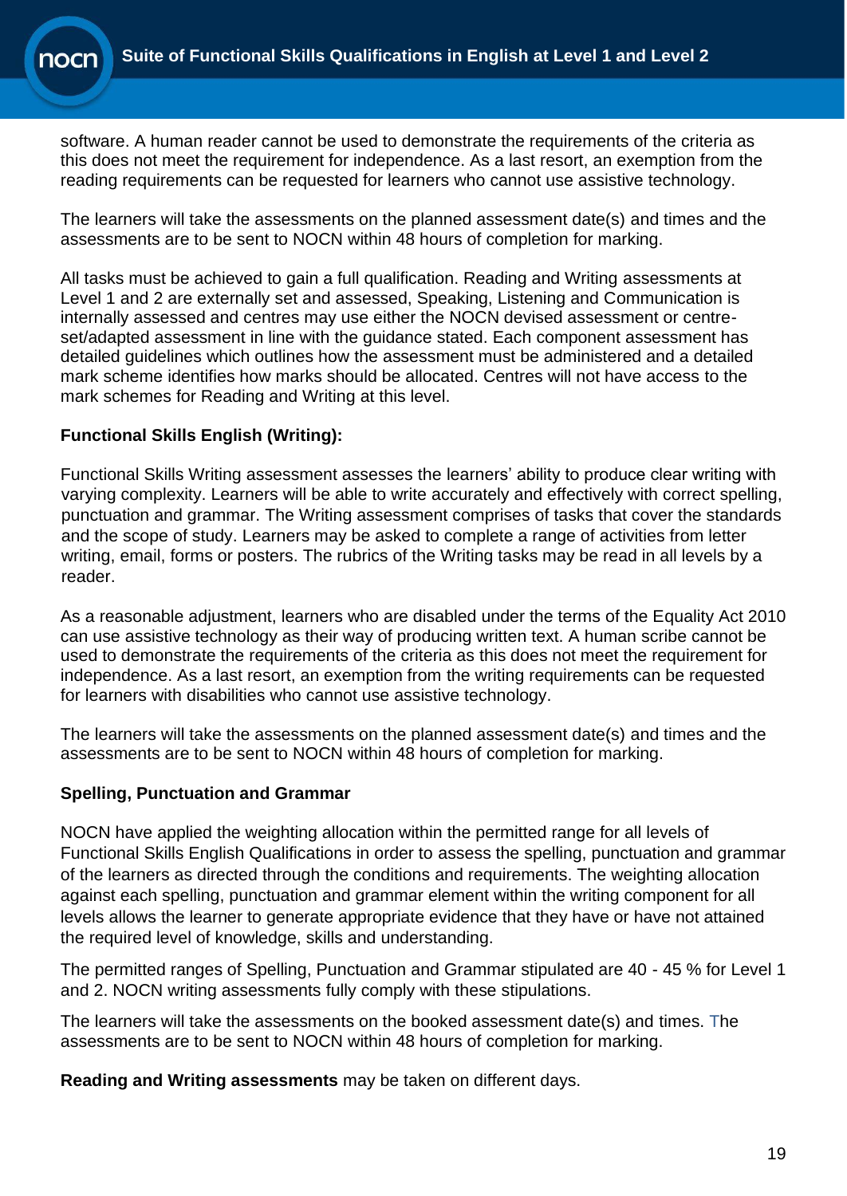software. A human reader cannot be used to demonstrate the requirements of the criteria as this does not meet the requirement for independence. As a last resort, an exemption from the reading requirements can be requested for learners who cannot use assistive technology.

The learners will take the assessments on the planned assessment date(s) and times and the assessments are to be sent to NOCN within 48 hours of completion for marking.

All tasks must be achieved to gain a full qualification. Reading and Writing assessments at Level 1 and 2 are externally set and assessed, Speaking, Listening and Communication is internally assessed and centres may use either the NOCN devised assessment or centre-set/adapted assessment in line with the guidance stated. Each component assessment has detailed guidelines which outlines how the assessment must be administered and a detailed mark scheme identifies how marks should be allocated. Centres will not have access to the mark schemes for Reading and Writing at this level.

**Functional Skills English (Writing):**

Functional Skills Writing assessment assesses the learners' ability to produce clear writing with varying complexity. Learners will be able to write accurately and effectively with correct spelling, punctuation and grammar. The Writing assessment comprises of tasks that cover the standards and the scope of study. Learners may be asked to complete a range of activities from letter writing, email, forms or posters. The rubrics of the Writing tasks may be read in all levels by a reader.

As a reasonable adjustment, learners who are disabled under the terms of the Equality Act 2010 can use assistive technology as their way of producing written text. A human scribe cannot be used to demonstrate the requirements of the criteria as this does not meet the requirement for independence. As a last resort, an exemption from the writing requirements can be requested for learners with disabilities who cannot use assistive technology.

The learners will take the assessments on the planned assessment date(s) and times and the assessments are to be sent to NOCN within 48 hours of completion for marking.

**Spelling, Punctuation and Grammar**

NOCN have applied the weighting allocation within the permitted range for all levels of Functional Skills English Qualifications in order to assess the spelling, punctuation and grammar of the learners as directed through the conditions and requirements. The weighting allocation against each spelling, punctuation and grammar element within the writing component for all levels allows the learner to generate appropriate evidence that they have or have not attained the required level of knowledge, skills and understanding.

The permitted ranges of Spelling, Punctuation and Grammar stipulated are 40 - 45 % for Level 1 and 2. NOCN writing assessments fully comply with these stipulations.

The learners will take the assessments on the booked assessment date(s) and times. The assessments are to be sent to NOCN within 48 hours of completion for marking.

**Reading and Writing assessments** may be taken on different days.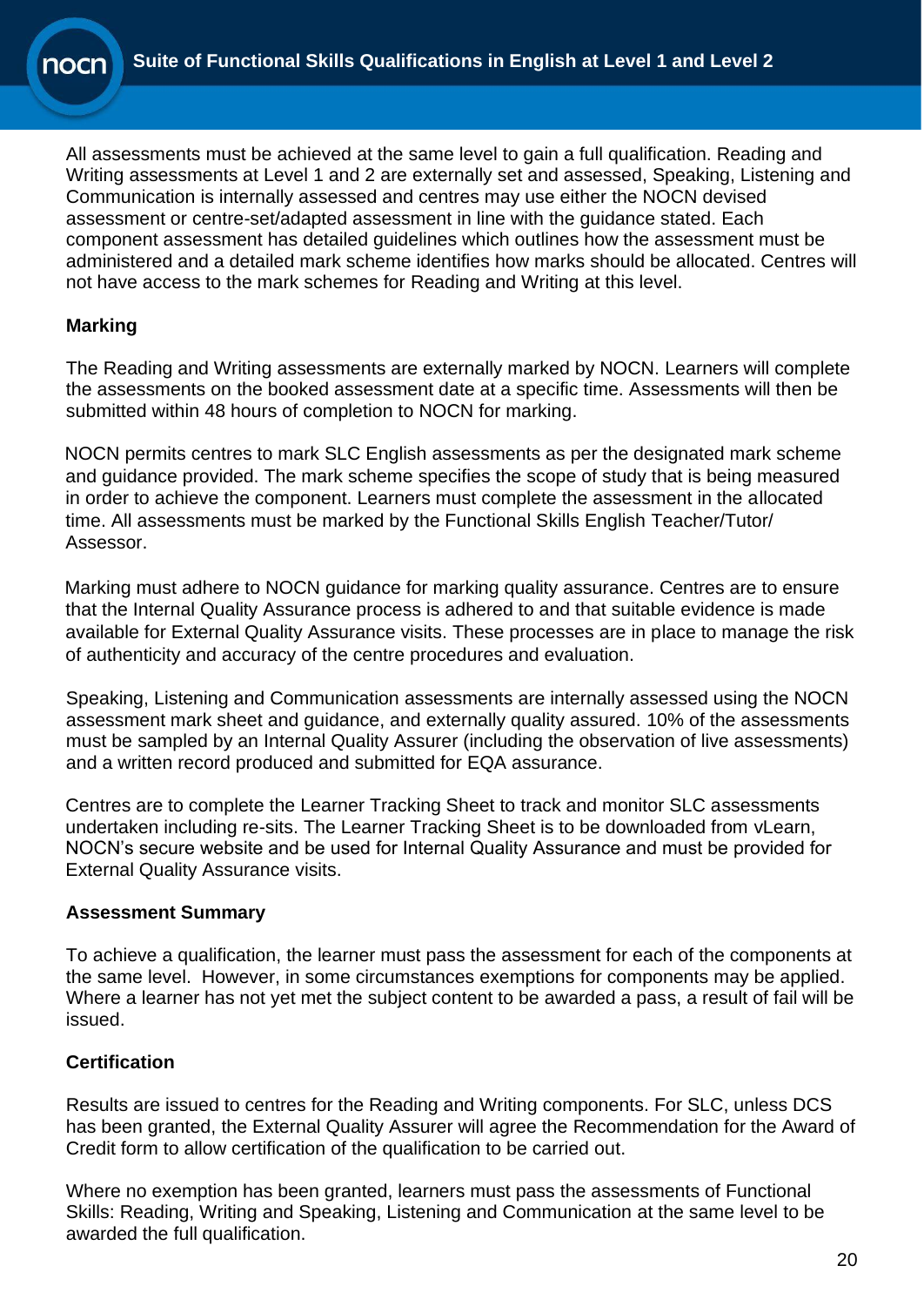All assessments must be achieved at the same level to gain a full qualification. Reading and Writing assessments at Level 1 and 2 are externally set and assessed, Speaking, Listening and Communication is internally assessed and centres may use either the NOCN devised assessment or centre-set/adapted assessment in line with the guidance stated. Each component assessment has detailed guidelines which outlines how the assessment must be administered and a detailed mark scheme identifies how marks should be allocated. Centres will not have access to the mark schemes for Reading and Writing at this level.

**Marking**

The Reading and Writing assessments are externally marked by NOCN. Learners will complete the assessments on the booked assessment date at a specific time. Assessments will then be submitted within 48 hours of completion to NOCN for marking.

NOCN permits centres to mark SLC English assessments as per the designated mark scheme and guidance provided. The mark scheme specifies the scope of study that is being measured in order to achieve the component. Learners must complete the assessment in the allocated time. All assessments must be marked by the Functional Skills English Teacher/Tutor/ Assessor.

Marking must adhere to NOCN guidance for marking quality assurance. Centres are to ensure that the Internal Quality Assurance process is adhered to and that suitable evidence is made available for External Quality Assurance visits. These processes are in place to manage the risk of authenticity and accuracy of the centre procedures and evaluation.

Speaking, Listening and Communication assessments are internally assessed using the NOCN assessment mark sheet and guidance, and externally quality assured. 10% of the assessments must be sampled by an Internal Quality Assurer (including the observation of live assessments) and a written record produced and submitted for EQA assurance.

Centres are to complete the Learner Tracking Sheet to track and monitor SLC assessments undertaken including re-sits. The Learner Tracking Sheet is to be downloaded from vLearn, NOCN's secure website and be used for Internal Quality Assurance and must be provided for External Quality Assurance visits.

**Assessment Summary**

To achieve a qualification, the learner must pass the assessment for each of the components at the same level. However, in some circumstances exemptions for components may be applied. Where a learner has not yet met the subject content to be awarded a pass, a result of fail will be issued.

**Certification**

Results are issued to centres for the Reading and Writing components. For SLC, unless DCS has been granted, the External Quality Assurer will agree the Recommendation for the Award of Credit form to allow certification of the qualification to be carried out.

Where no exemption has been granted, learners must pass the assessments of Functional Skills: Reading, Writing and Speaking, Listening and Communication at the same level to be awarded the full qualification.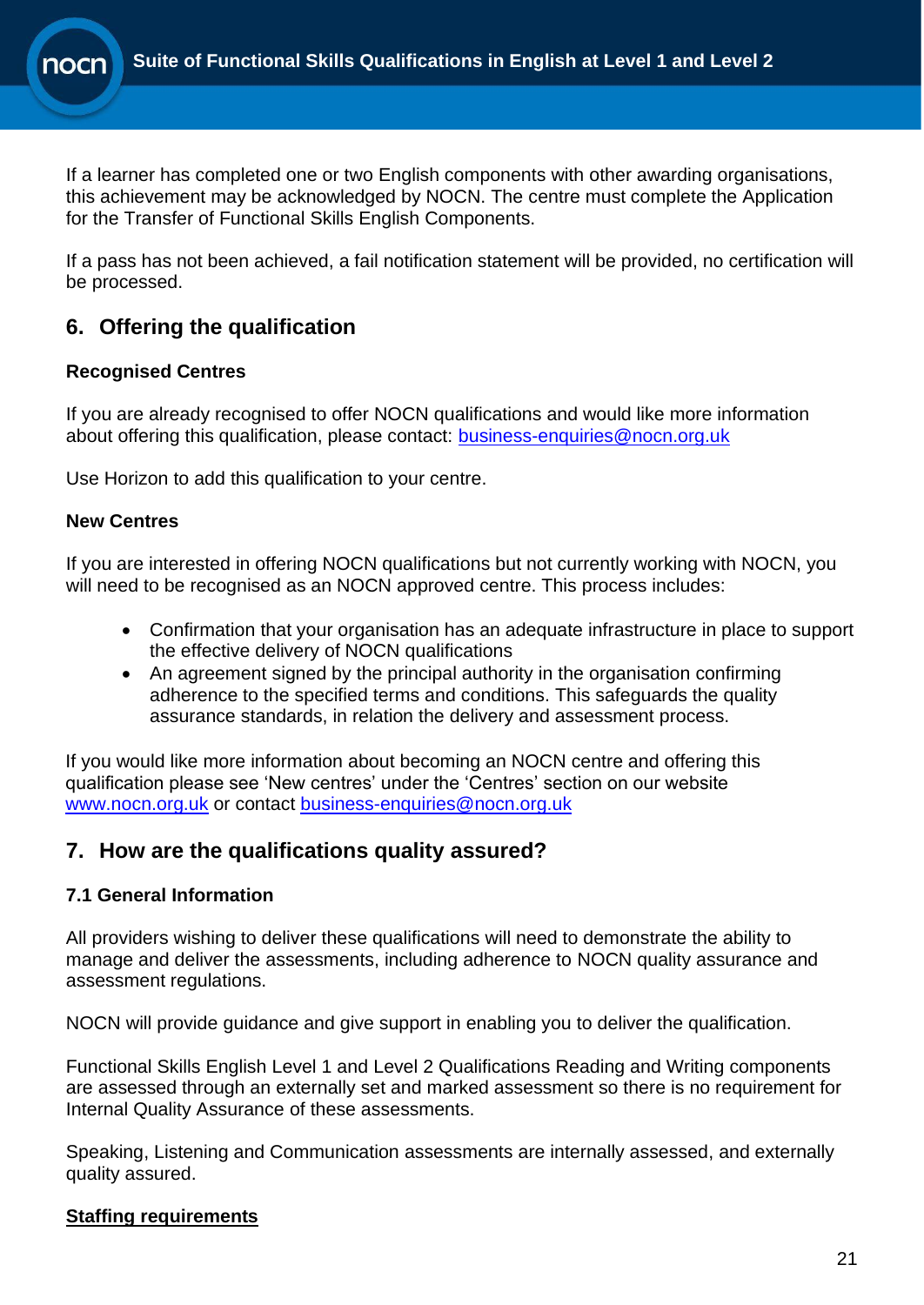If a learner has completed one or two English components with other awarding organisations, this achievement may be acknowledged by NOCN. The centre must complete the Application for the Transfer of Functional Skills English Components.

If a pass has not been achieved, a fail notification statement will be provided, no certification will be processed.

## 6. Offering the qualification

**Recognised Centres**

If you are already recognised to offer NOCN qualifications and would like more information about offering this qualification, please contact: business-enquiries@nocn.org.uk

Use Horizon to add this qualification to your centre.

**New Centres**

If you are interested in offering NOCN qualifications but not currently working with NOCN, you will need to be recognised as an NOCN approved centre. This process includes:

- Confirmation that your organisation has an adequate infrastructure in place to support the effective delivery of NOCN qualifications
- An agreement signed by the principal authority in the organisation confirming adherence to the specified terms and conditions. This safeguards the quality assurance standards, in relation the delivery and assessment process.

If you would like more information about becoming an NOCN centre and offering this qualification please see 'New centres' under the 'Centres' section on our website www.nocn.org.uk or contact business-enquiries@nocn.org.uk

## 7. How are the qualifications quality assured?

### 7.1 General Information

All providers wishing to deliver these qualifications will need to demonstrate the ability to manage and deliver the assessments, including adherence to NOCN quality assurance and assessment regulations.

NOCN will provide guidance and give support in enabling you to deliver the qualification.

Functional Skills English Level 1 and Level 2 Qualifications Reading and Writing components are assessed through an externally set and marked assessment so there is no requirement for Internal Quality Assurance of these assessments.

Speaking, Listening and Communication assessments are internally assessed, and externally quality assured.

**Staffing requirements**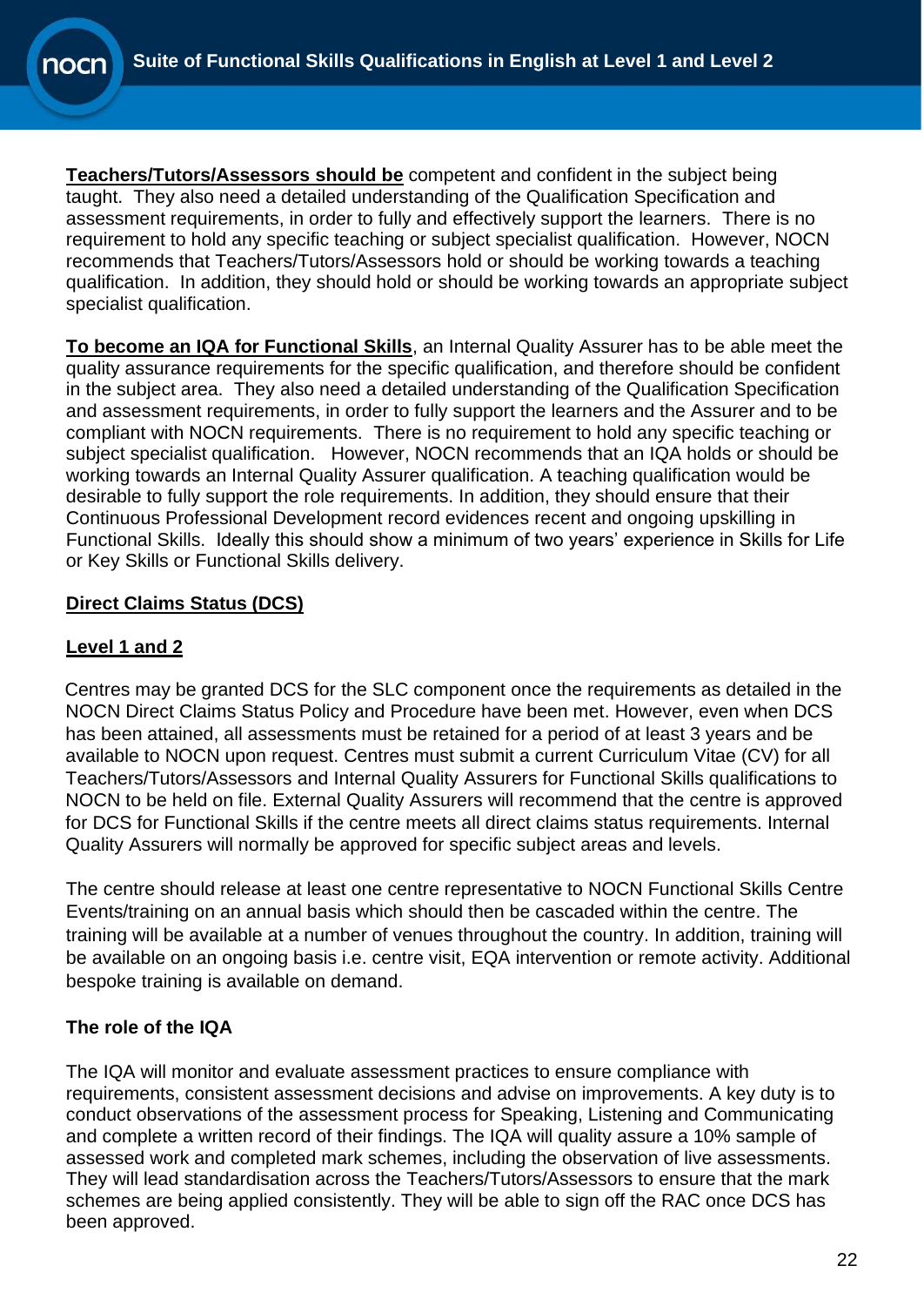**Teachers/Tutors/Assessors should be** competent and confident in the subject being taught. They also need a detailed understanding of the Qualification Specification and assessment requirements, in order to fully and effectively support the learners. There is no requirement to hold any specific teaching or subject specialist qualification. However, NOCN recommends that Teachers/Tutors/Assessors hold or should be working towards a teaching qualification. In addition, they should hold or should be working towards an appropriate subject specialist qualification.

**To become an IQA for Functional Skills**, an Internal Quality Assurer has to be able meet the quality assurance requirements for the specific qualification, and therefore should be confident in the subject area. They also need a detailed understanding of the Qualification Specification and assessment requirements, in order to fully support the learners and the Assurer and to be compliant with NOCN requirements. There is no requirement to hold any specific teaching or subject specialist qualification. However, NOCN recommends that an IQA holds or should be working towards an Internal Quality Assurer qualification. A teaching qualification would be desirable to fully support the role requirements. In addition, they should ensure that their Continuous Professional Development record evidences recent and ongoing upskilling in Functional Skills. Ideally this should show a minimum of two years' experience in Skills for Life or Key Skills or Functional Skills delivery.

## Direct Claims Status (DCS)

### Level 1 and 2

Centres may be granted DCS for the SLC component once the requirements as detailed in the NOCN Direct Claims Status Policy and Procedure have been met. However, even when DCS has been attained, all assessments must be retained for a period of at least 3 years and be available to NOCN upon request. Centres must submit a current Curriculum Vitae (CV) for all Teachers/Tutors/Assessors and Internal Quality Assurers for Functional Skills qualifications to NOCN to be held on file. External Quality Assurers will recommend that the centre is approved for DCS for Functional Skills if the centre meets all direct claims status requirements. Internal Quality Assurers will normally be approved for specific subject areas and levels.

The centre should release at least one centre representative to NOCN Functional Skills Centre Events/training on an annual basis which should then be cascaded within the centre. The training will be available at a number of venues throughout the country. In addition, training will be available on an ongoing basis i.e. centre visit, EQA intervention or remote activity. Additional bespoke training is available on demand.

### The role of the IQA

The IQA will monitor and evaluate assessment practices to ensure compliance with requirements, consistent assessment decisions and advise on improvements. A key duty is to conduct observations of the assessment process for Speaking, Listening and Communicating and complete a written record of their findings. The IQA will quality assure a 10% sample of assessed work and completed mark schemes, including the observation of live assessments. They will lead standardisation across the Teachers/Tutors/Assessors to ensure that the mark schemes are being applied consistently. They will be able to sign off the RAC once DCS has been approved.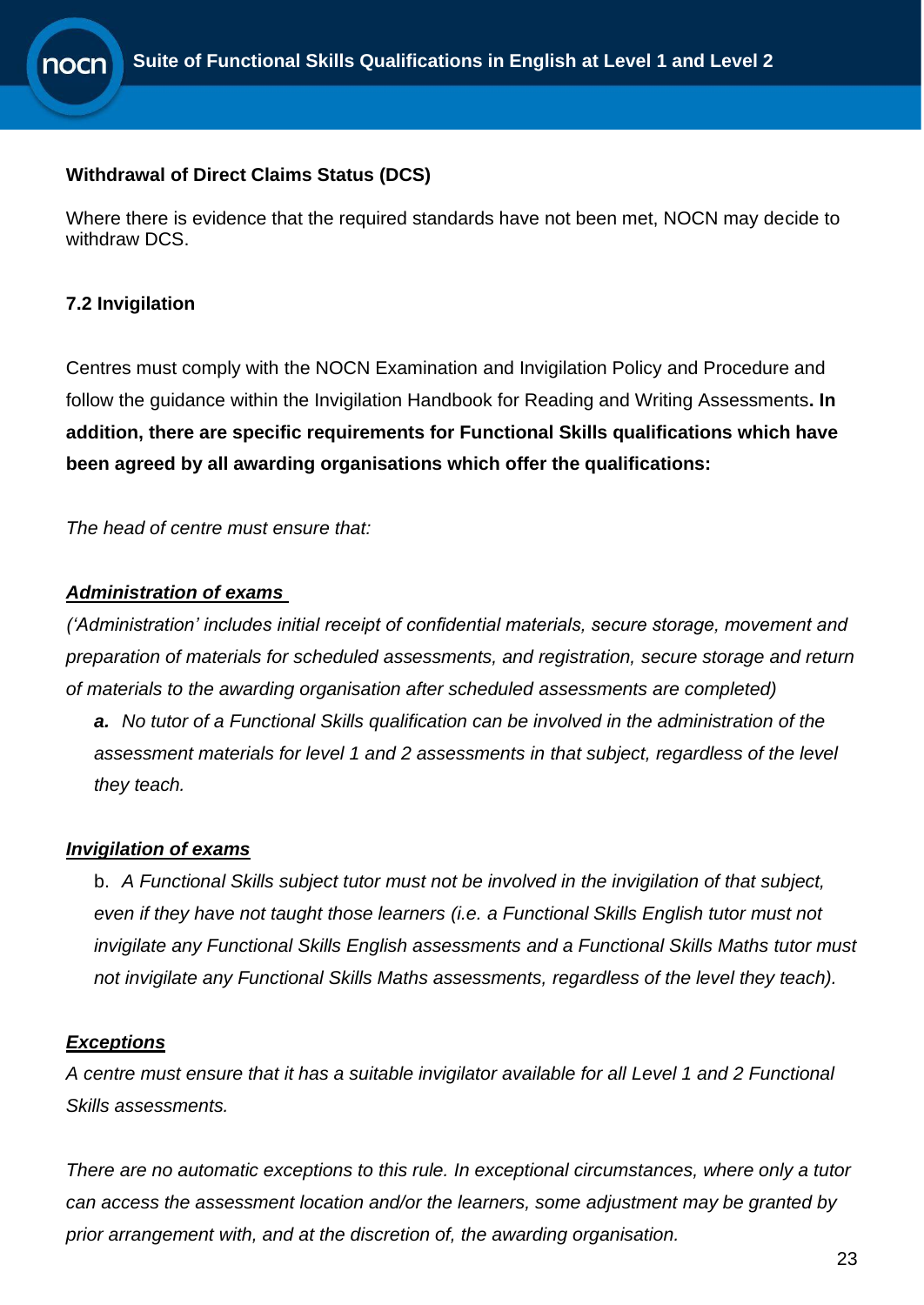**Withdrawal of Direct Claims Status (DCS)**

Where there is evidence that the required standards have not been met, NOCN may decide to withdraw DCS.

### 7.2 Invigilation

Centres must comply with the NOCN Examination and Invigilation Policy and Procedure and follow the guidance within the Invigilation Handbook for Reading and Writing Assessments**. In addition, there are specific requirements for Functional Skills qualifications which have been agreed by all awarding organisations which offer the qualifications:**

*The head of centre must ensure that:*

***Administration of exams***

*('Administration' includes initial receipt of confidential materials, secure storage, movement and preparation of materials for scheduled assessments, and registration, secure storage and return of materials to the awarding organisation after scheduled assessments are completed)*

> ***a.*** *No tutor of a Functional Skills qualification can be involved in the administration of the assessment materials for level 1 and 2 assessments in that subject, regardless of the level they teach.*

***Invigilation of exams***

> b. *A Functional Skills subject tutor must not be involved in the invigilation of that subject, even if they have not taught those learners (i.e. a Functional Skills English tutor must not invigilate any Functional Skills English assessments and a Functional Skills Maths tutor must not invigilate any Functional Skills Maths assessments, regardless of the level they teach).*

***Exceptions***

*A centre must ensure that it has a suitable invigilator available for all Level 1 and 2 Functional Skills assessments.*

*There are no automatic exceptions to this rule. In exceptional circumstances, where only a tutor can access the assessment location and/or the learners, some adjustment may be granted by prior arrangement with, and at the discretion of, the awarding organisation.*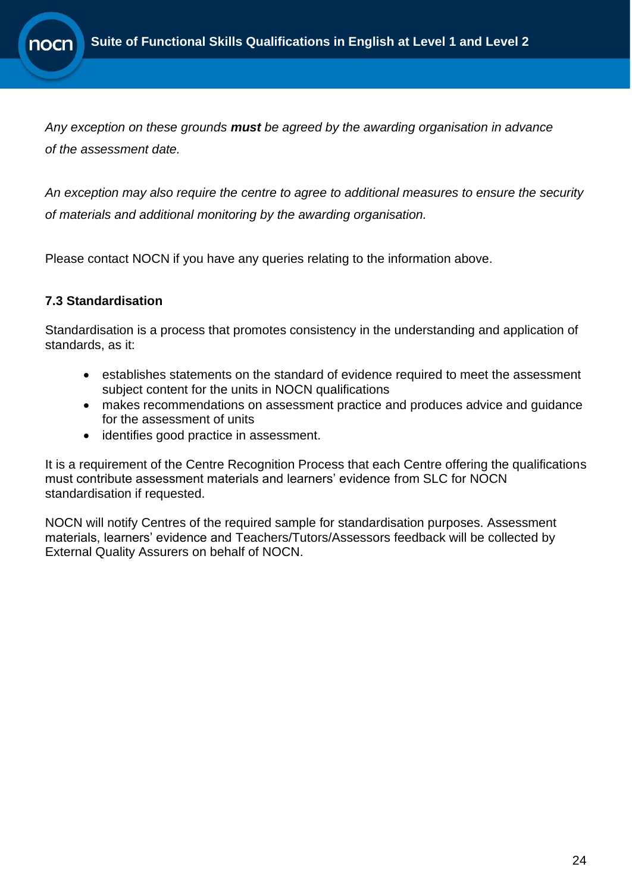*Any exception on these grounds **must** be agreed by the awarding organisation in advance of the assessment date.*

*An exception may also require the centre to agree to additional measures to ensure the security of materials and additional monitoring by the awarding organisation.*

Please contact NOCN if you have any queries relating to the information above.

### 7.3 Standardisation

Standardisation is a process that promotes consistency in the understanding and application of standards, as it:

- establishes statements on the standard of evidence required to meet the assessment subject content for the units in NOCN qualifications
- makes recommendations on assessment practice and produces advice and guidance for the assessment of units
- identifies good practice in assessment.

It is a requirement of the Centre Recognition Process that each Centre offering the qualifications must contribute assessment materials and learners' evidence from SLC for NOCN standardisation if requested.

NOCN will notify Centres of the required sample for standardisation purposes. Assessment materials, learners' evidence and Teachers/Tutors/Assessors feedback will be collected by External Quality Assurers on behalf of NOCN.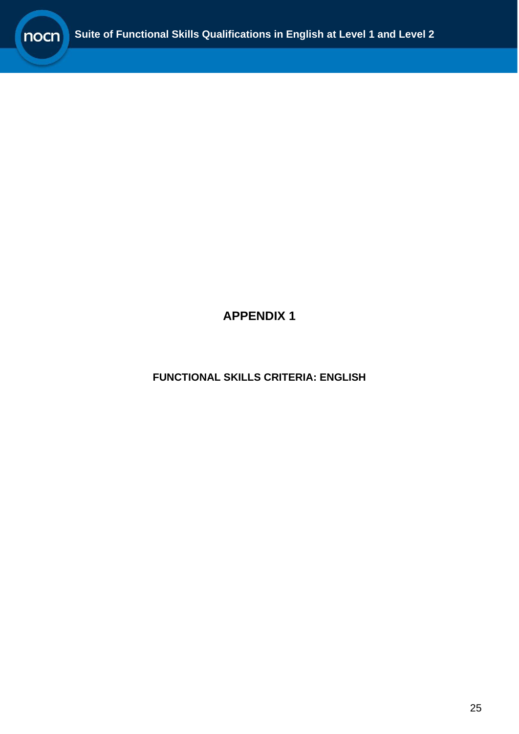# APPENDIX 1

## FUNCTIONAL SKILLS CRITERIA: ENGLISH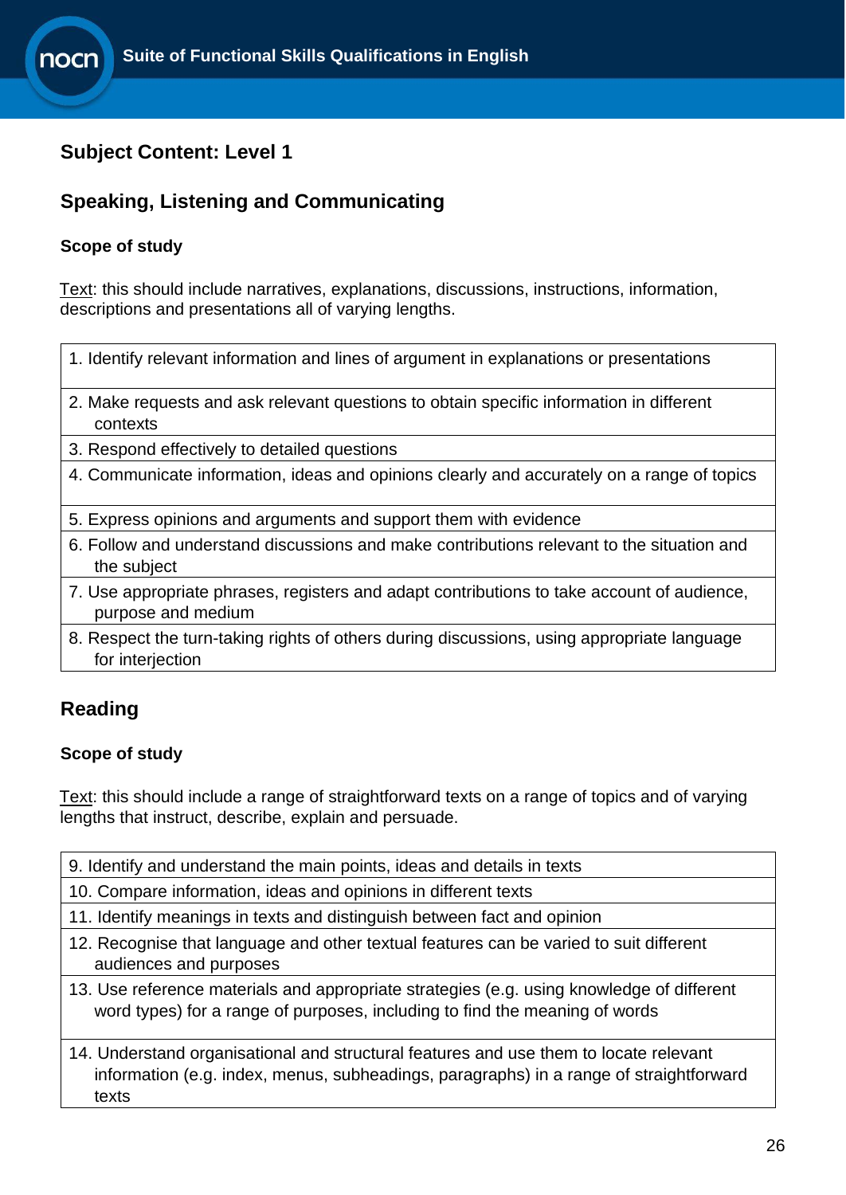## Subject Content: Level 1

## Speaking, Listening and Communicating

### Scope of study

Text: this should include narratives, explanations, discussions, instructions, information, descriptions and presentations all of varying lengths.

| |
|---|
| 1. Identify relevant information and lines of argument in explanations or presentations |
| 2. Make requests and ask relevant questions to obtain specific information in different contexts |
| 3. Respond effectively to detailed questions |
| 4. Communicate information, ideas and opinions clearly and accurately on a range of topics |
| 5. Express opinions and arguments and support them with evidence |
| 6. Follow and understand discussions and make contributions relevant to the situation and the subject |
| 7. Use appropriate phrases, registers and adapt contributions to take account of audience, purpose and medium |
| 8. Respect the turn-taking rights of others during discussions, using appropriate language for interjection |

## Reading

### Scope of study

Text: this should include a range of straightforward texts on a range of topics and of varying lengths that instruct, describe, explain and persuade.

| |
|---|
| 9. Identify and understand the main points, ideas and details in texts |
| 10. Compare information, ideas and opinions in different texts |
| 11. Identify meanings in texts and distinguish between fact and opinion |
| 12. Recognise that language and other textual features can be varied to suit different audiences and purposes |
| 13. Use reference materials and appropriate strategies (e.g. using knowledge of different word types) for a range of purposes, including to find the meaning of words |
| 14. Understand organisational and structural features and use them to locate relevant information (e.g. index, menus, subheadings, paragraphs) in a range of straightforward texts |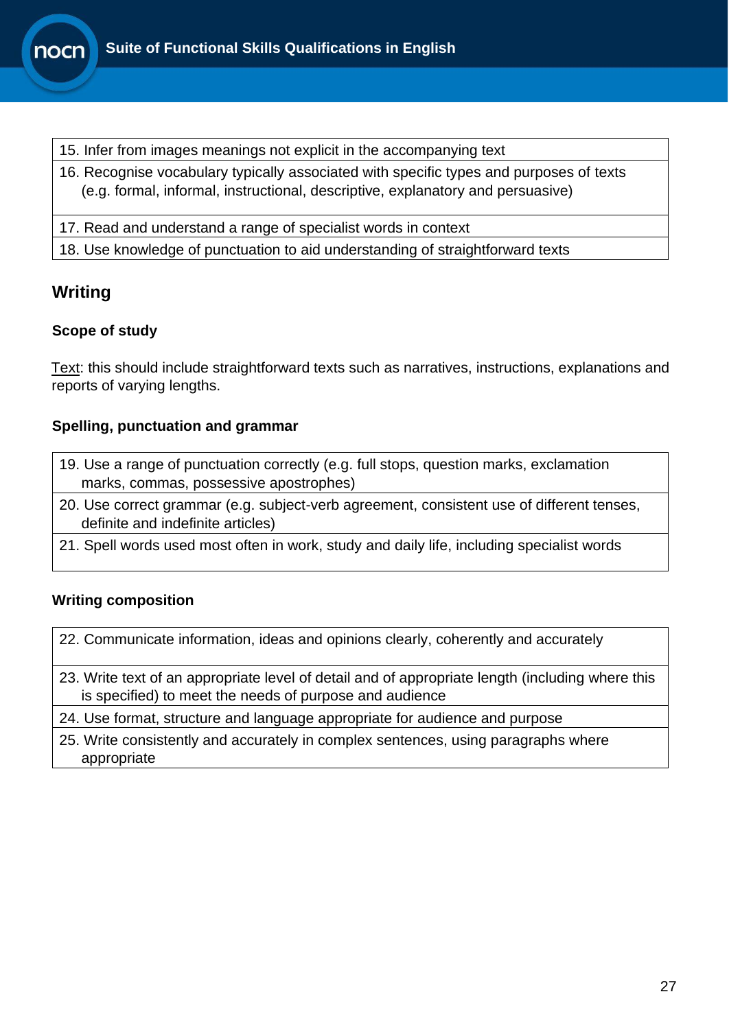| 15. Infer from images meanings not explicit in the accompanying text |
|---|
| 16. Recognise vocabulary typically associated with specific types and purposes of texts (e.g. formal, informal, instructional, descriptive, explanatory and persuasive) |
| 17. Read and understand a range of specialist words in context |
| 18. Use knowledge of punctuation to aid understanding of straightforward texts |

## Writing

### Scope of study

Text: this should include straightforward texts such as narratives, instructions, explanations and reports of varying lengths.

### Spelling, punctuation and grammar

| 19. Use a range of punctuation correctly (e.g. full stops, question marks, exclamation marks, commas, possessive apostrophes) |
|---|
| 20. Use correct grammar (e.g. subject-verb agreement, consistent use of different tenses, definite and indefinite articles) |
| 21. Spell words used most often in work, study and daily life, including specialist words |

### Writing composition

| 22. Communicate information, ideas and opinions clearly, coherently and accurately |
|---|
| 23. Write text of an appropriate level of detail and of appropriate length (including where this is specified) to meet the needs of purpose and audience |
| 24. Use format, structure and language appropriate for audience and purpose |
| 25. Write consistently and accurately in complex sentences, using paragraphs where appropriate |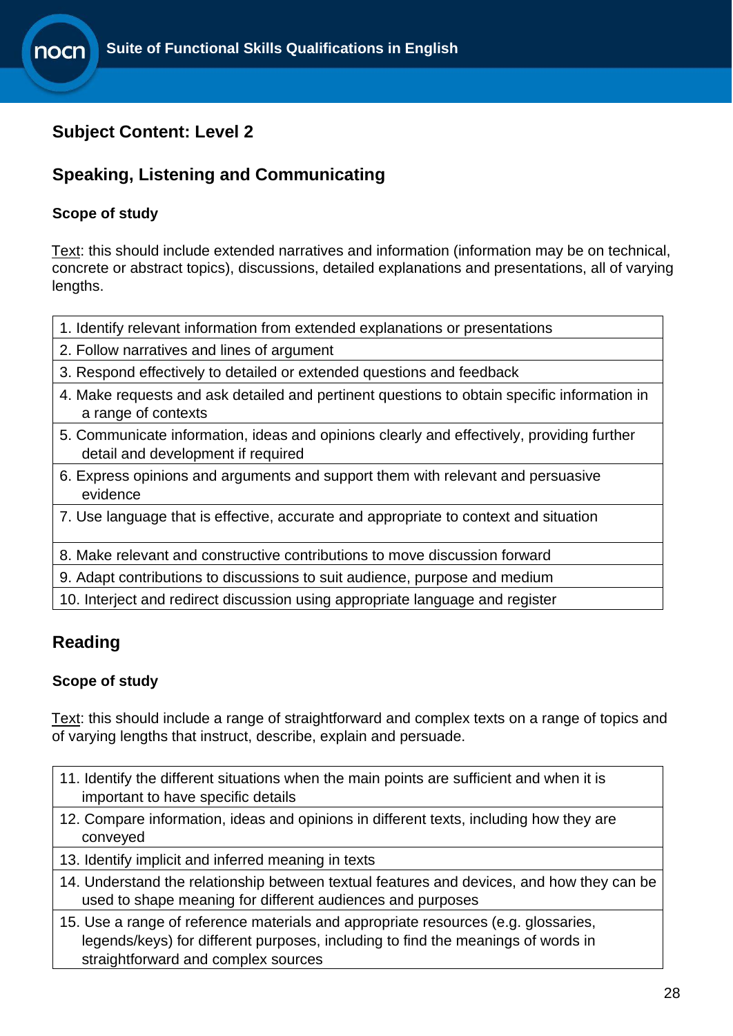## Subject Content: Level 2

## Speaking, Listening and Communicating

### Scope of study

Text: this should include extended narratives and information (information may be on technical, concrete or abstract topics), discussions, detailed explanations and presentations, all of varying lengths.

| |
|---|
| 1. Identify relevant information from extended explanations or presentations |
| 2. Follow narratives and lines of argument |
| 3. Respond effectively to detailed or extended questions and feedback |
| 4. Make requests and ask detailed and pertinent questions to obtain specific information in a range of contexts |
| 5. Communicate information, ideas and opinions clearly and effectively, providing further detail and development if required |
| 6. Express opinions and arguments and support them with relevant and persuasive evidence |
| 7. Use language that is effective, accurate and appropriate to context and situation |
| 8. Make relevant and constructive contributions to move discussion forward |
| 9. Adapt contributions to discussions to suit audience, purpose and medium |
| 10. Interject and redirect discussion using appropriate language and register |

## Reading

### Scope of study

Text: this should include a range of straightforward and complex texts on a range of topics and of varying lengths that instruct, describe, explain and persuade.

| |
|---|
| 11. Identify the different situations when the main points are sufficient and when it is important to have specific details |
| 12. Compare information, ideas and opinions in different texts, including how they are conveyed |
| 13. Identify implicit and inferred meaning in texts |
| 14. Understand the relationship between textual features and devices, and how they can be used to shape meaning for different audiences and purposes |
| 15. Use a range of reference materials and appropriate resources (e.g. glossaries, legends/keys) for different purposes, including to find the meanings of words in straightforward and complex sources |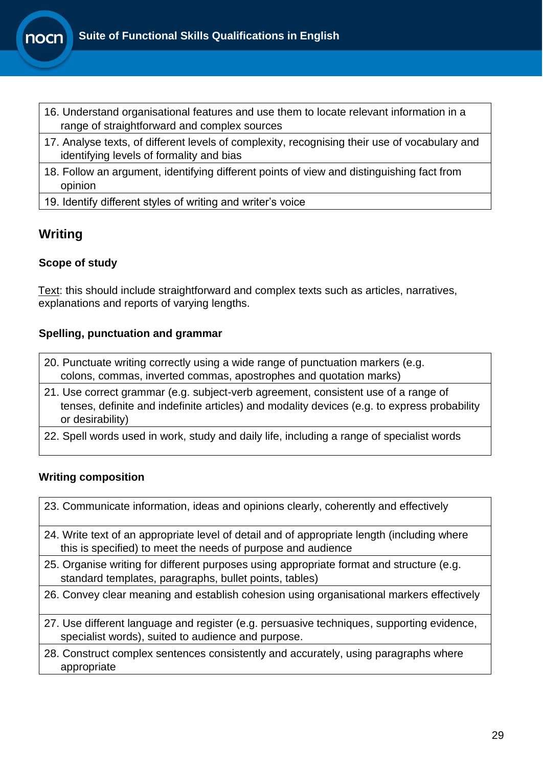| |
|---|
| 16. Understand organisational features and use them to locate relevant information in a range of straightforward and complex sources |
| 17. Analyse texts, of different levels of complexity, recognising their use of vocabulary and identifying levels of formality and bias |
| 18. Follow an argument, identifying different points of view and distinguishing fact from opinion |
| 19. Identify different styles of writing and writer's voice |

## Writing

### Scope of study

Text: this should include straightforward and complex texts such as articles, narratives, explanations and reports of varying lengths.

### Spelling, punctuation and grammar

| |
|---|
| 20. Punctuate writing correctly using a wide range of punctuation markers (e.g. colons, commas, inverted commas, apostrophes and quotation marks) |
| 21. Use correct grammar (e.g. subject-verb agreement, consistent use of a range of tenses, definite and indefinite articles) and modality devices (e.g. to express probability or desirability) |
| 22. Spell words used in work, study and daily life, including a range of specialist words |

### Writing composition

| |
|---|
| 23. Communicate information, ideas and opinions clearly, coherently and effectively |
| 24. Write text of an appropriate level of detail and of appropriate length (including where this is specified) to meet the needs of purpose and audience |
| 25. Organise writing for different purposes using appropriate format and structure (e.g. standard templates, paragraphs, bullet points, tables) |
| 26. Convey clear meaning and establish cohesion using organisational markers effectively |
| 27. Use different language and register (e.g. persuasive techniques, supporting evidence, specialist words), suited to audience and purpose. |
| 28. Construct complex sentences consistently and accurately, using paragraphs where appropriate |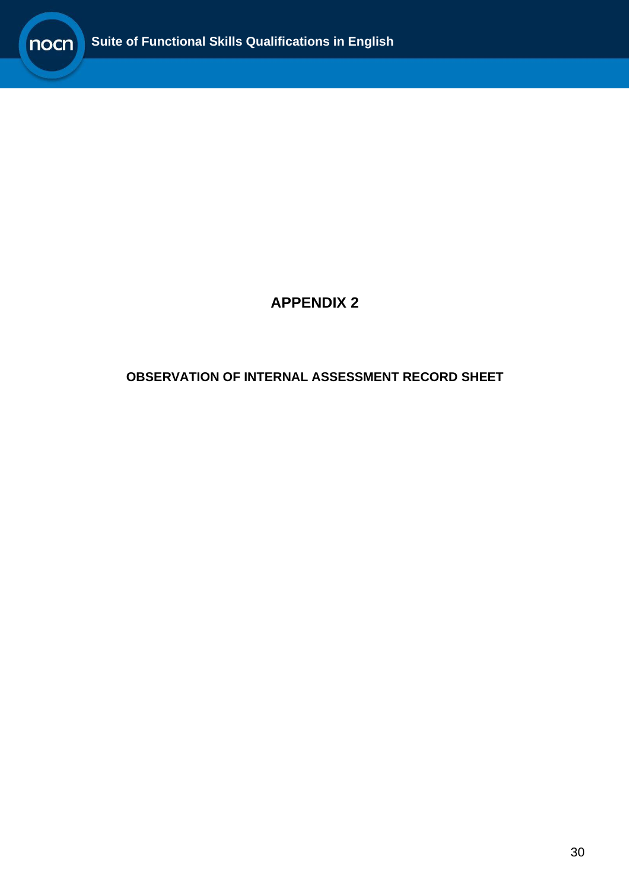# APPENDIX 2

## OBSERVATION OF INTERNAL ASSESSMENT RECORD SHEET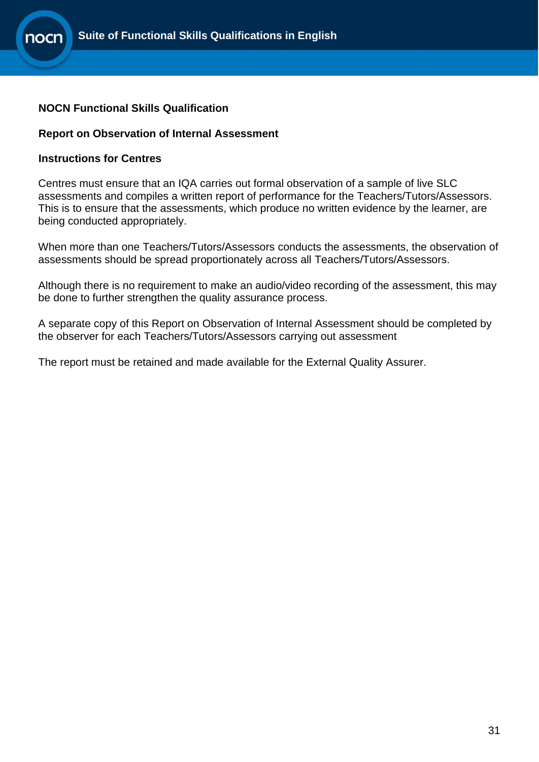**NOCN Functional Skills Qualification**

**Report on Observation of Internal Assessment**

**Instructions for Centres**

Centres must ensure that an IQA carries out formal observation of a sample of live SLC assessments and compiles a written report of performance for the Teachers/Tutors/Assessors. This is to ensure that the assessments, which produce no written evidence by the learner, are being conducted appropriately.

When more than one Teachers/Tutors/Assessors conducts the assessments, the observation of assessments should be spread proportionately across all Teachers/Tutors/Assessors.

Although there is no requirement to make an audio/video recording of the assessment, this may be done to further strengthen the quality assurance process.

A separate copy of this Report on Observation of Internal Assessment should be completed by the observer for each Teachers/Tutors/Assessors carrying out assessment

The report must be retained and made available for the External Quality Assurer.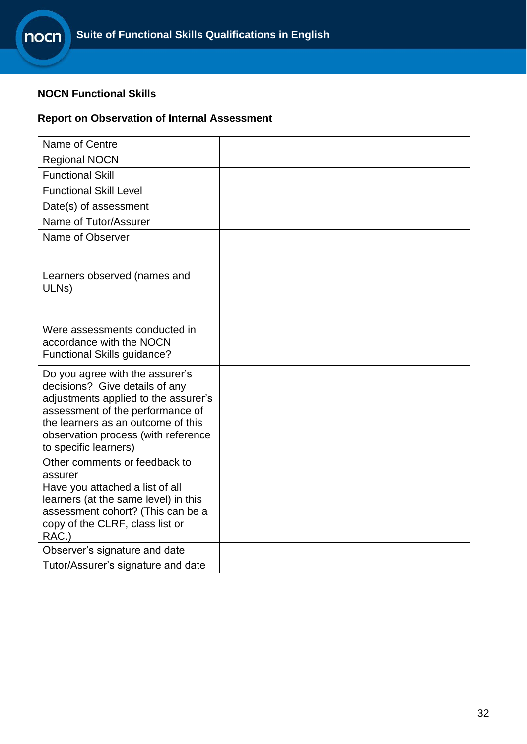**NOCN Functional Skills**

**Report on Observation of Internal Assessment**

| | |
|---|---|
| Name of Centre | |
| Regional NOCN | |
| Functional Skill | |
| Functional Skill Level | |
| Date(s) of assessment | |
| Name of Tutor/Assurer | |
| Name of Observer | |
| Learners observed (names and ULNs) | |
| Were assessments conducted in accordance with the NOCN Functional Skills guidance? | |
| Do you agree with the assurer's decisions? Give details of any adjustments applied to the assurer's assessment of the performance of the learners as an outcome of this observation process (with reference to specific learners) | |
| Other comments or feedback to assurer | |
| Have you attached a list of all learners (at the same level) in this assessment cohort? (This can be a copy of the CLRF, class list or RAC.) | |
| Observer's signature and date | |
| Tutor/Assurer's signature and date | |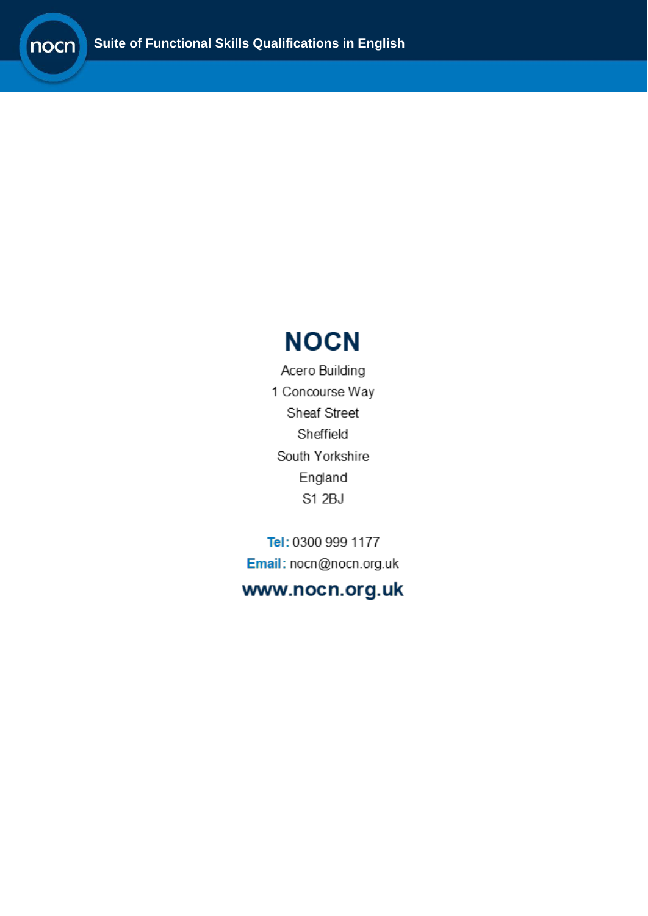# NOCN

Acero Building
1 Concourse Way
Sheaf Street
Sheffield
South Yorkshire
England
S1 2BJ

**Tel:** 0300 999 1177
**Email:** nocn@nocn.org.uk

**www.nocn.org.uk**